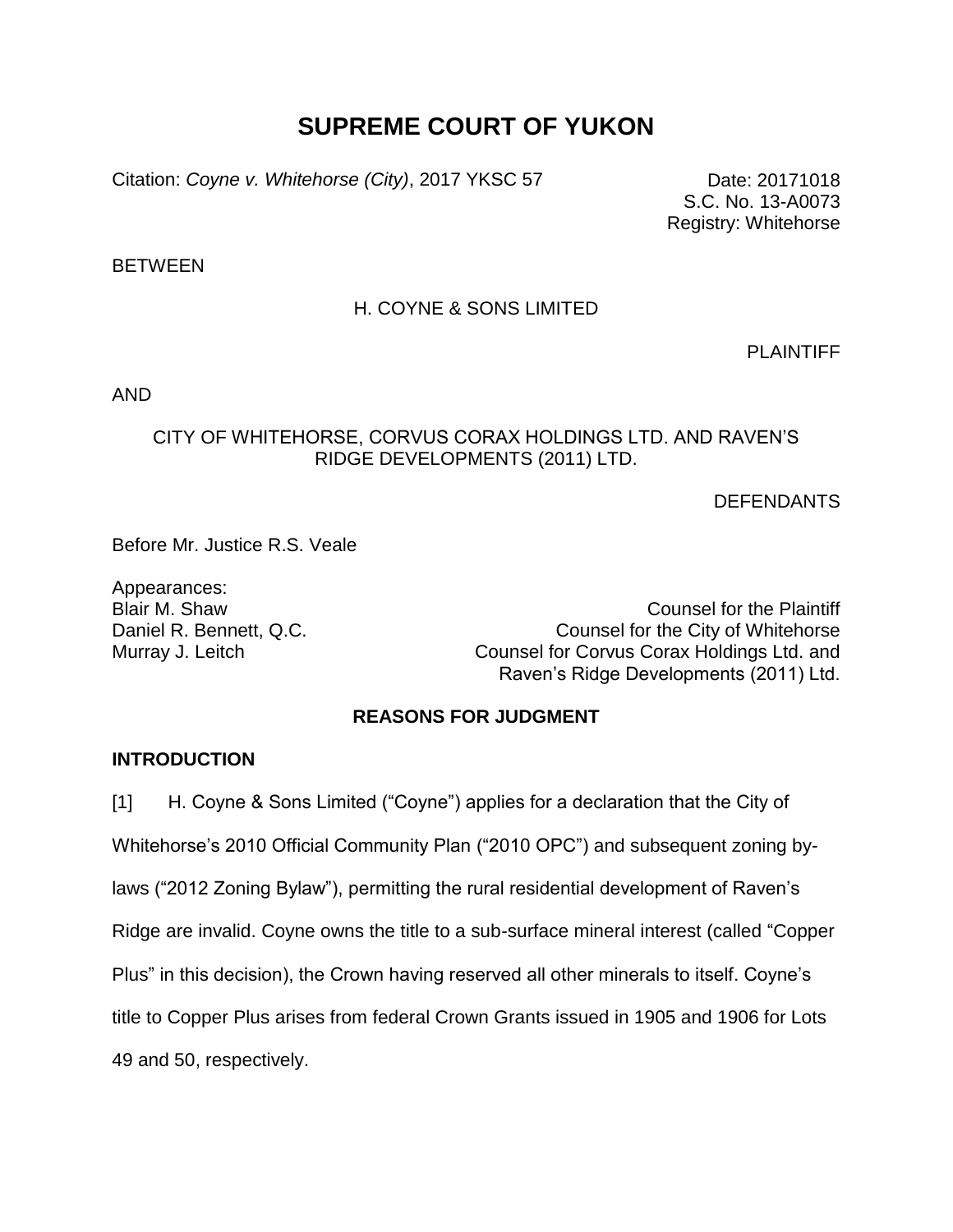# SUPREME COURT OF YUKON

Citation: *Coyne v. Whitehorse (City)*, 2017 YKSC 57

Date: 20171018
S.C. No. 13-A0073
Registry: Whitehorse

BETWEEN

H. COYNE & SONS LIMITED

PLAINTIFF

AND

CITY OF WHITEHORSE, CORVUS CORAX HOLDINGS LTD. AND RAVEN'S RIDGE DEVELOPMENTS (2011) LTD.

DEFENDANTS

Before Mr. Justice R.S. Veale

Appearances:

| | |
|---|---|
| Blair M. Shaw | Counsel for the Plaintiff |
| Daniel R. Bennett, Q.C. | Counsel for the City of Whitehorse |
| Murray J. Leitch | Counsel for Corvus Corax Holdings Ltd. and Raven's Ridge Developments (2011) Ltd. |

## REASONS FOR JUDGMENT

### INTRODUCTION

[1] H. Coyne & Sons Limited ("Coyne") applies for a declaration that the City of Whitehorse's 2010 Official Community Plan ("2010 OPC") and subsequent zoning by-laws ("2012 Zoning Bylaw"), permitting the rural residential development of Raven's Ridge are invalid. Coyne owns the title to a sub-surface mineral interest (called "Copper Plus" in this decision), the Crown having reserved all other minerals to itself. Coyne's title to Copper Plus arises from federal Crown Grants issued in 1905 and 1906 for Lots 49 and 50, respectively.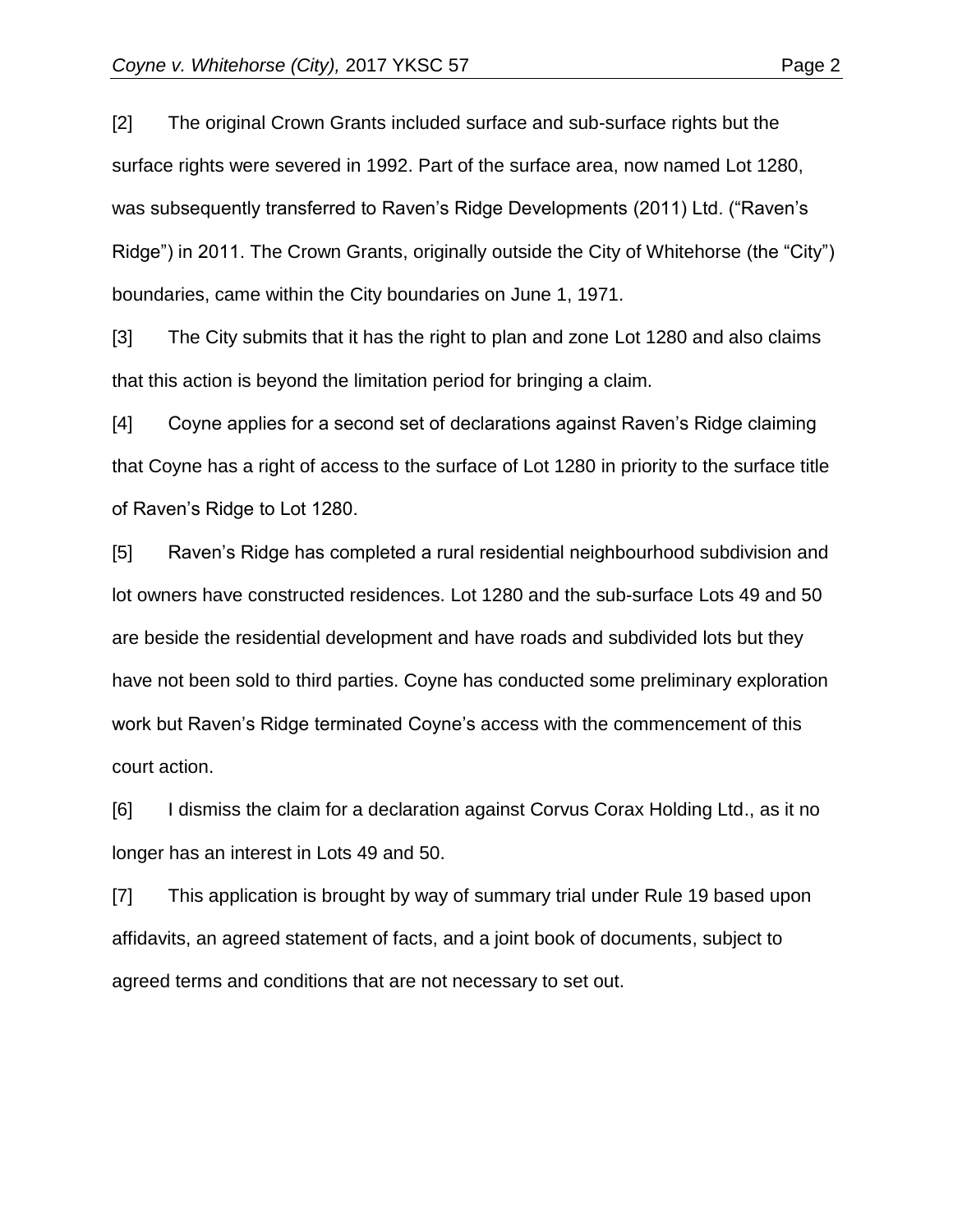[2] The original Crown Grants included surface and sub-surface rights but the surface rights were severed in 1992. Part of the surface area, now named Lot 1280, was subsequently transferred to Raven's Ridge Developments (2011) Ltd. ("Raven's Ridge") in 2011. The Crown Grants, originally outside the City of Whitehorse (the "City") boundaries, came within the City boundaries on June 1, 1971.

[3] The City submits that it has the right to plan and zone Lot 1280 and also claims that this action is beyond the limitation period for bringing a claim.

[4] Coyne applies for a second set of declarations against Raven's Ridge claiming that Coyne has a right of access to the surface of Lot 1280 in priority to the surface title of Raven's Ridge to Lot 1280.

[5] Raven's Ridge has completed a rural residential neighbourhood subdivision and lot owners have constructed residences. Lot 1280 and the sub-surface Lots 49 and 50 are beside the residential development and have roads and subdivided lots but they have not been sold to third parties. Coyne has conducted some preliminary exploration work but Raven's Ridge terminated Coyne's access with the commencement of this court action.

[6] I dismiss the claim for a declaration against Corvus Corax Holding Ltd., as it no longer has an interest in Lots 49 and 50.

[7] This application is brought by way of summary trial under Rule 19 based upon affidavits, an agreed statement of facts, and a joint book of documents, subject to agreed terms and conditions that are not necessary to set out.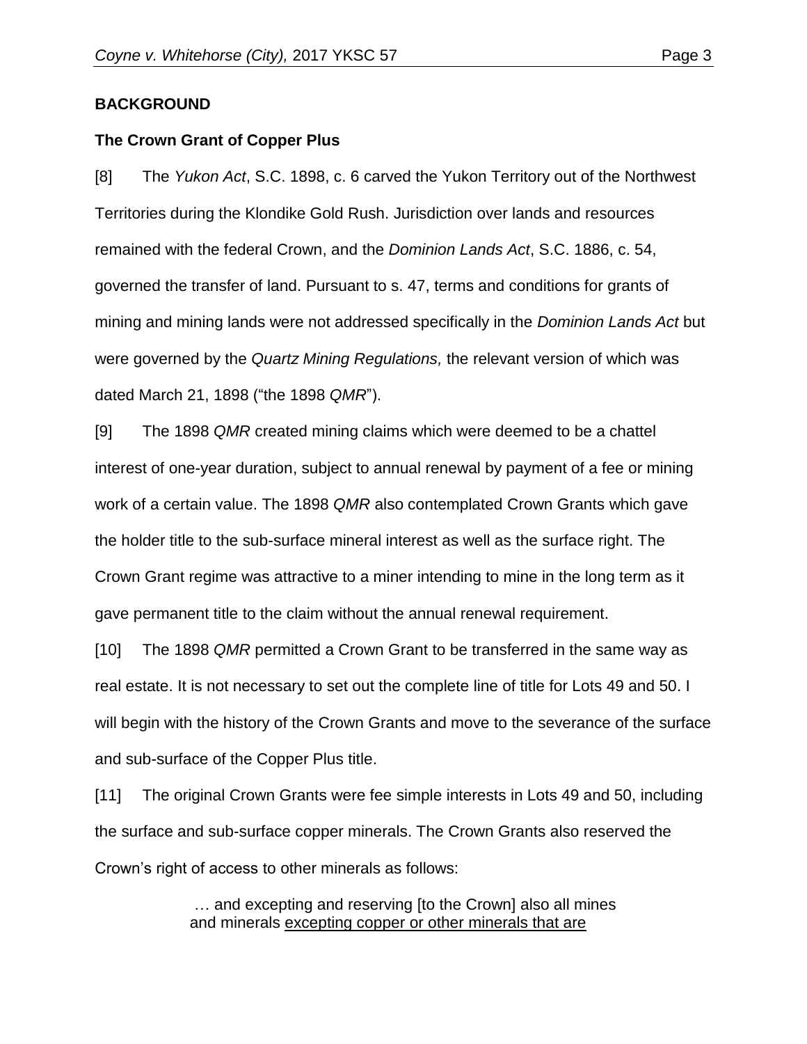## BACKGROUND

### The Crown Grant of Copper Plus

[8] The *Yukon Act*, S.C. 1898, c. 6 carved the Yukon Territory out of the Northwest Territories during the Klondike Gold Rush. Jurisdiction over lands and resources remained with the federal Crown, and the *Dominion Lands Act*, S.C. 1886, c. 54, governed the transfer of land. Pursuant to s. 47, terms and conditions for grants of mining and mining lands were not addressed specifically in the *Dominion Lands Act* but were governed by the *Quartz Mining Regulations,* the relevant version of which was dated March 21, 1898 ("the 1898 *QMR*").

[9] The 1898 *QMR* created mining claims which were deemed to be a chattel interest of one-year duration, subject to annual renewal by payment of a fee or mining work of a certain value. The 1898 *QMR* also contemplated Crown Grants which gave the holder title to the sub-surface mineral interest as well as the surface right. The Crown Grant regime was attractive to a miner intending to mine in the long term as it gave permanent title to the claim without the annual renewal requirement.

[10] The 1898 *QMR* permitted a Crown Grant to be transferred in the same way as real estate. It is not necessary to set out the complete line of title for Lots 49 and 50. I will begin with the history of the Crown Grants and move to the severance of the surface and sub-surface of the Copper Plus title.

[11] The original Crown Grants were fee simple interests in Lots 49 and 50, including the surface and sub-surface copper minerals. The Crown Grants also reserved the Crown's right of access to other minerals as follows:

> … and excepting and reserving [to the Crown] also all mines and minerals <u>excepting copper or other minerals that are</u>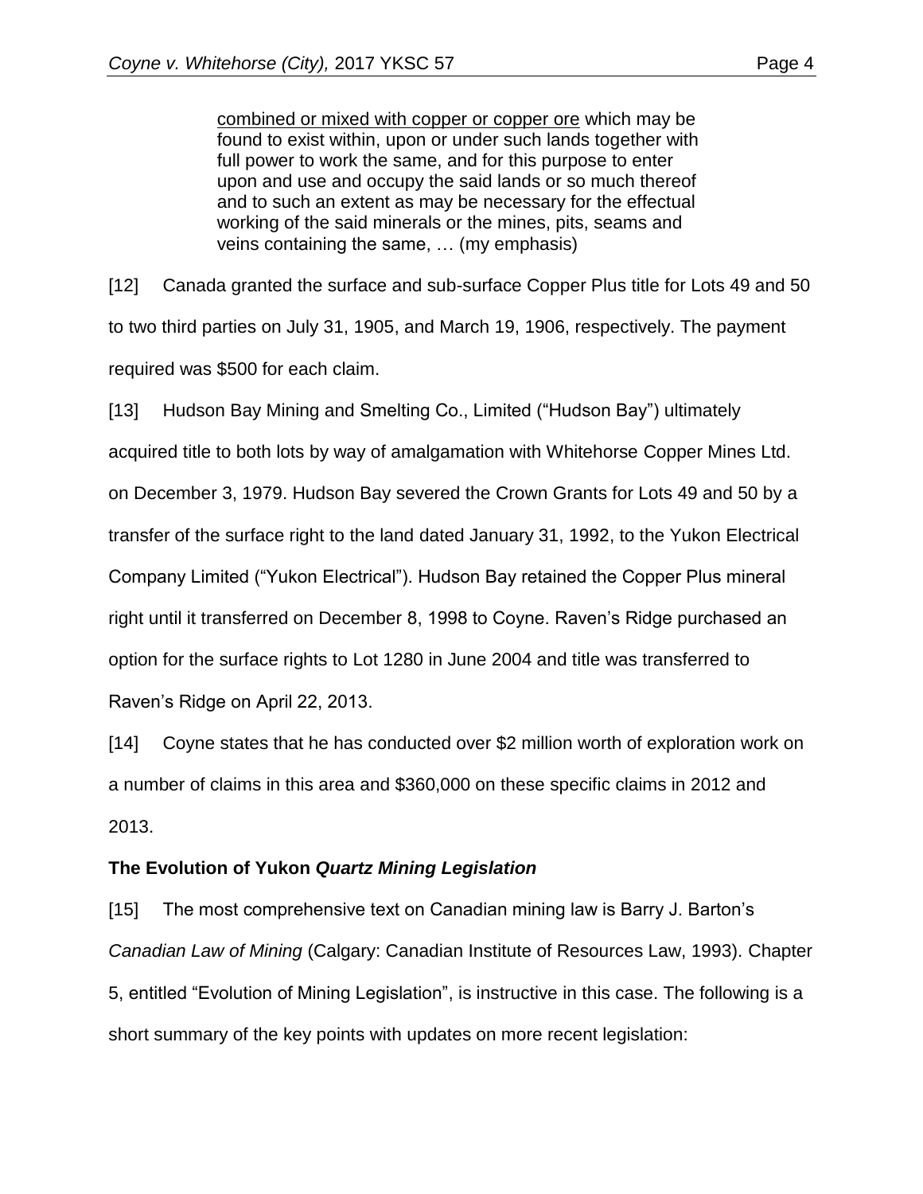> combined or mixed with copper or copper ore which may be found to exist within, upon or under such lands together with full power to work the same, and for this purpose to enter upon and use and occupy the said lands or so much thereof and to such an extent as may be necessary for the effectual working of the said minerals or the mines, pits, seams and veins containing the same, … (my emphasis)

[12] Canada granted the surface and sub-surface Copper Plus title for Lots 49 and 50 to two third parties on July 31, 1905, and March 19, 1906, respectively. The payment required was $500 for each claim.

[13] Hudson Bay Mining and Smelting Co., Limited ("Hudson Bay") ultimately acquired title to both lots by way of amalgamation with Whitehorse Copper Mines Ltd. on December 3, 1979. Hudson Bay severed the Crown Grants for Lots 49 and 50 by a transfer of the surface right to the land dated January 31, 1992, to the Yukon Electrical Company Limited ("Yukon Electrical"). Hudson Bay retained the Copper Plus mineral right until it transferred on December 8, 1998 to Coyne. Raven's Ridge purchased an option for the surface rights to Lot 1280 in June 2004 and title was transferred to Raven's Ridge on April 22, 2013.

[14] Coyne states that he has conducted over $2 million worth of exploration work on a number of claims in this area and $360,000 on these specific claims in 2012 and 2013.

### The Evolution of Yukon *Quartz Mining Legislation*

[15] The most comprehensive text on Canadian mining law is Barry J. Barton's *Canadian Law of Mining* (Calgary: Canadian Institute of Resources Law, 1993). Chapter 5, entitled "Evolution of Mining Legislation", is instructive in this case. The following is a short summary of the key points with updates on more recent legislation: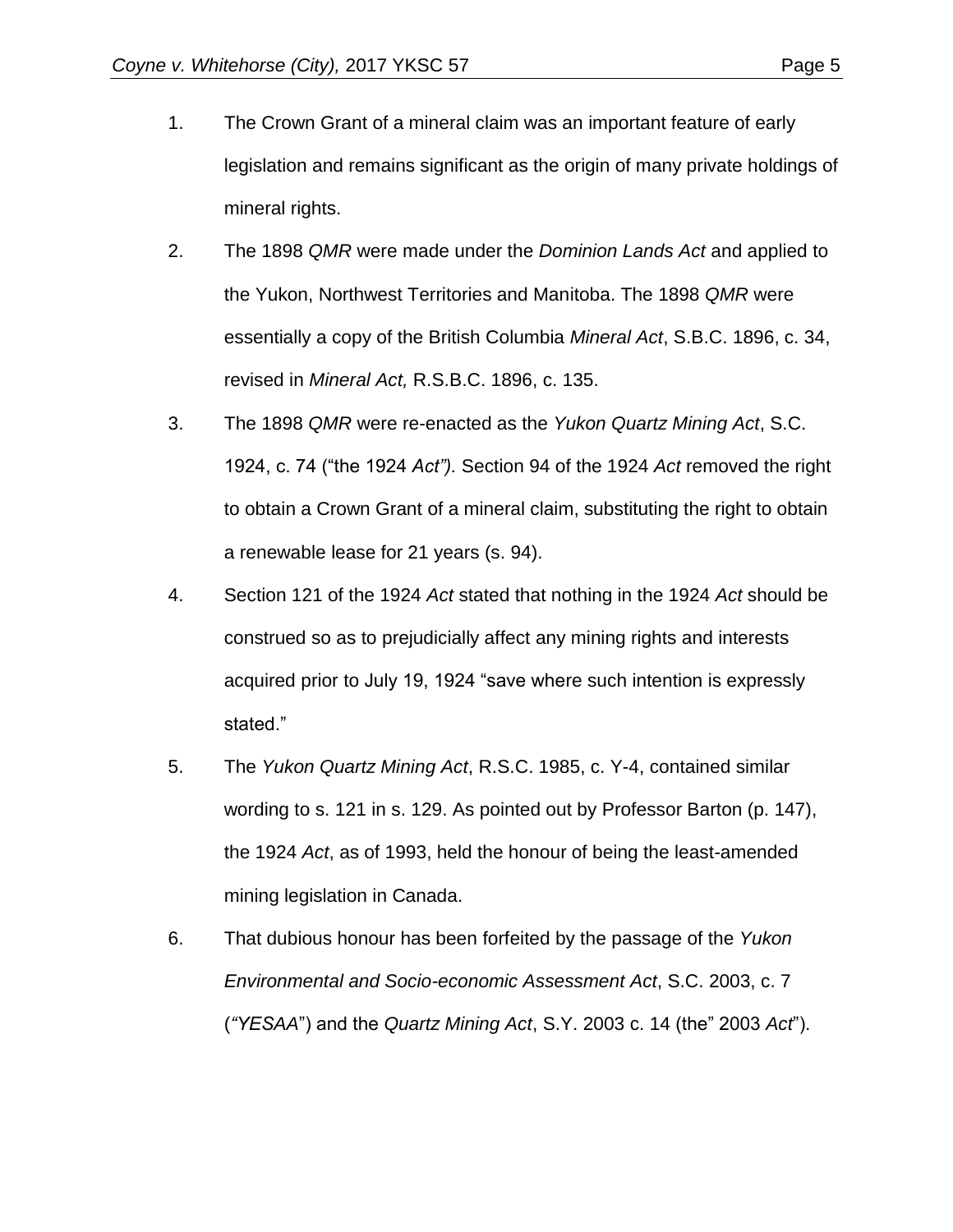1. The Crown Grant of a mineral claim was an important feature of early legislation and remains significant as the origin of many private holdings of mineral rights.

2. The 1898 *QMR* were made under the *Dominion Lands Act* and applied to the Yukon, Northwest Territories and Manitoba. The 1898 *QMR* were essentially a copy of the British Columbia *Mineral Act*, S.B.C. 1896, c. 34, revised in *Mineral Act,* R.S.B.C. 1896, c. 135.

3. The 1898 *QMR* were re-enacted as the *Yukon Quartz Mining Act*, S.C. 1924, c. 74 ("the 1924 *Act").* Section 94 of the 1924 *Act* removed the right to obtain a Crown Grant of a mineral claim, substituting the right to obtain a renewable lease for 21 years (s. 94).

4. Section 121 of the 1924 *Act* stated that nothing in the 1924 *Act* should be construed so as to prejudicially affect any mining rights and interests acquired prior to July 19, 1924 "save where such intention is expressly stated."

5. The *Yukon Quartz Mining Act*, R.S.C. 1985, c. Y-4, contained similar wording to s. 121 in s. 129. As pointed out by Professor Barton (p. 147), the 1924 *Act*, as of 1993, held the honour of being the least-amended mining legislation in Canada.

6. That dubious honour has been forfeited by the passage of the *Yukon Environmental and Socio-economic Assessment Act*, S.C. 2003, c. 7 (*"YESAA*") and the *Quartz Mining Act*, S.Y. 2003 c. 14 (the" 2003 *Act*").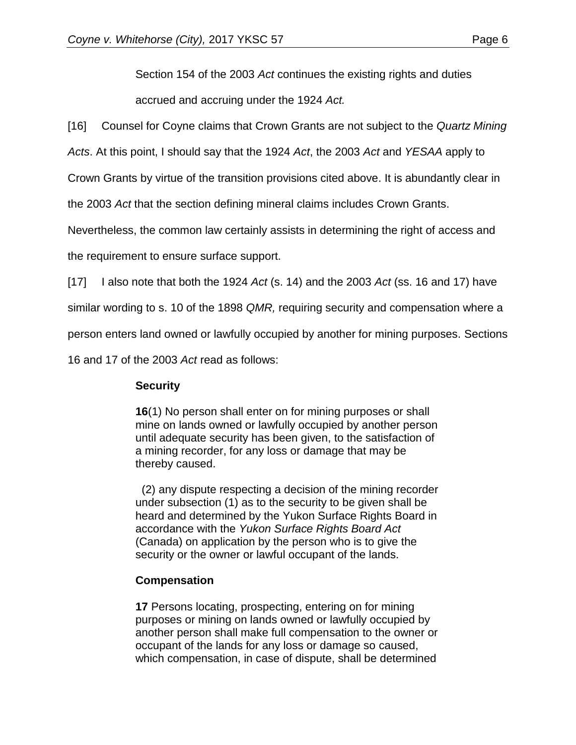Section 154 of the 2003 *Act* continues the existing rights and duties accrued and accruing under the 1924 *Act.*

[16] Counsel for Coyne claims that Crown Grants are not subject to the *Quartz Mining Acts*. At this point, I should say that the 1924 *Act*, the 2003 *Act* and *YESAA* apply to Crown Grants by virtue of the transition provisions cited above. It is abundantly clear in the 2003 *Act* that the section defining mineral claims includes Crown Grants. Nevertheless, the common law certainly assists in determining the right of access and the requirement to ensure surface support.

[17] I also note that both the 1924 *Act* (s. 14) and the 2003 *Act* (ss. 16 and 17) have similar wording to s. 10 of the 1898 *QMR,* requiring security and compensation where a person enters land owned or lawfully occupied by another for mining purposes. Sections 16 and 17 of the 2003 *Act* read as follows:

> **Security**
>
> **16**(1) No person shall enter on for mining purposes or shall mine on lands owned or lawfully occupied by another person until adequate security has been given, to the satisfaction of a mining recorder, for any loss or damage that may be thereby caused.
>
> (2) any dispute respecting a decision of the mining recorder under subsection (1) as to the security to be given shall be heard and determined by the Yukon Surface Rights Board in accordance with the *Yukon Surface Rights Board Act* (Canada) on application by the person who is to give the security or the owner or lawful occupant of the lands.
>
> **Compensation**
>
> **17** Persons locating, prospecting, entering on for mining purposes or mining on lands owned or lawfully occupied by another person shall make full compensation to the owner or occupant of the lands for any loss or damage so caused, which compensation, in case of dispute, shall be determined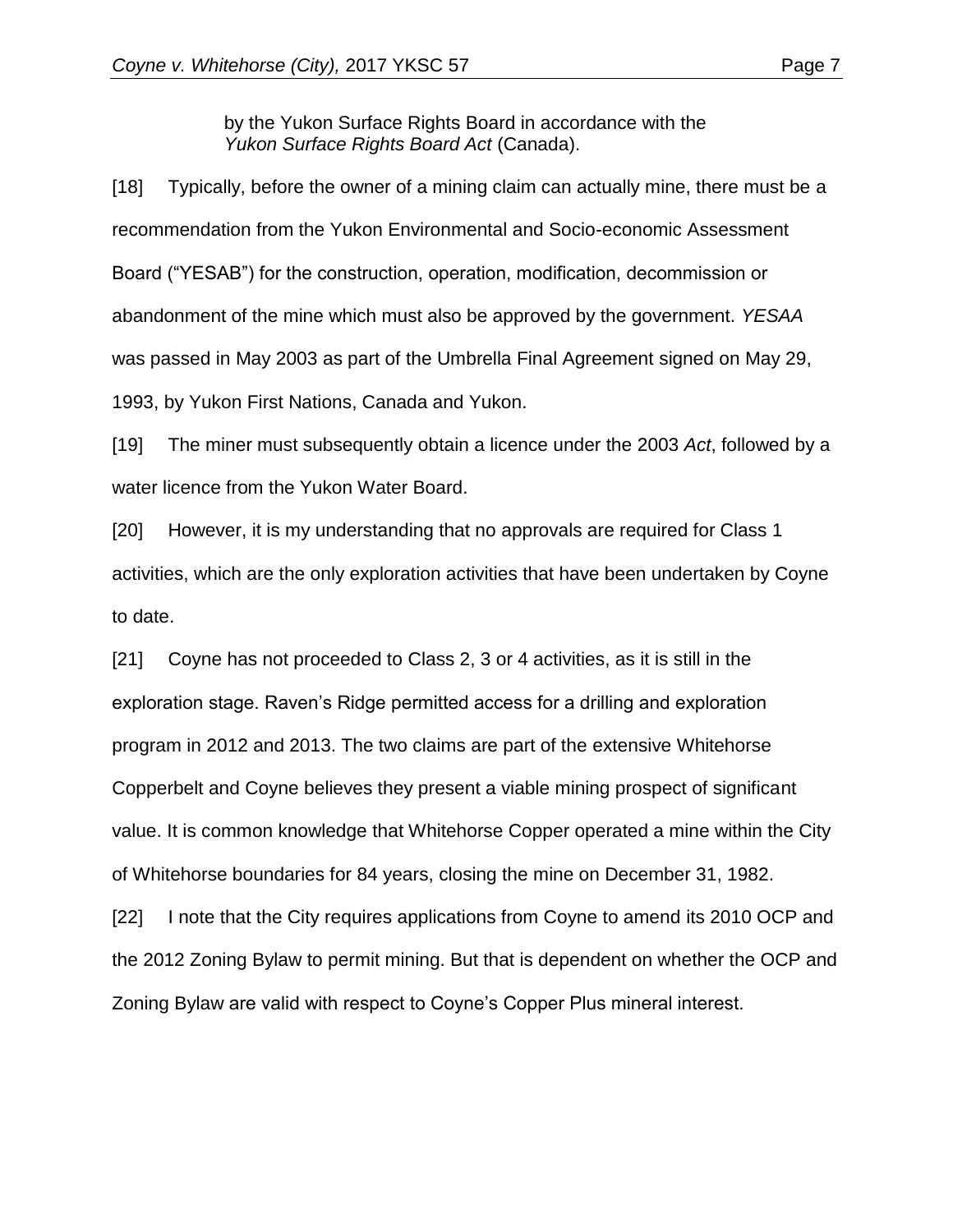> by the Yukon Surface Rights Board in accordance with the *Yukon Surface Rights Board Act* (Canada).

[18] Typically, before the owner of a mining claim can actually mine, there must be a recommendation from the Yukon Environmental and Socio-economic Assessment Board ("YESAB") for the construction, operation, modification, decommission or abandonment of the mine which must also be approved by the government. *YESAA* was passed in May 2003 as part of the Umbrella Final Agreement signed on May 29, 1993, by Yukon First Nations, Canada and Yukon.

[19] The miner must subsequently obtain a licence under the 2003 *Act*, followed by a water licence from the Yukon Water Board.

[20] However, it is my understanding that no approvals are required for Class 1 activities, which are the only exploration activities that have been undertaken by Coyne to date.

[21] Coyne has not proceeded to Class 2, 3 or 4 activities, as it is still in the exploration stage. Raven's Ridge permitted access for a drilling and exploration program in 2012 and 2013. The two claims are part of the extensive Whitehorse Copperbelt and Coyne believes they present a viable mining prospect of significant value. It is common knowledge that Whitehorse Copper operated a mine within the City of Whitehorse boundaries for 84 years, closing the mine on December 31, 1982.

[22] I note that the City requires applications from Coyne to amend its 2010 OCP and the 2012 Zoning Bylaw to permit mining. But that is dependent on whether the OCP and Zoning Bylaw are valid with respect to Coyne's Copper Plus mineral interest.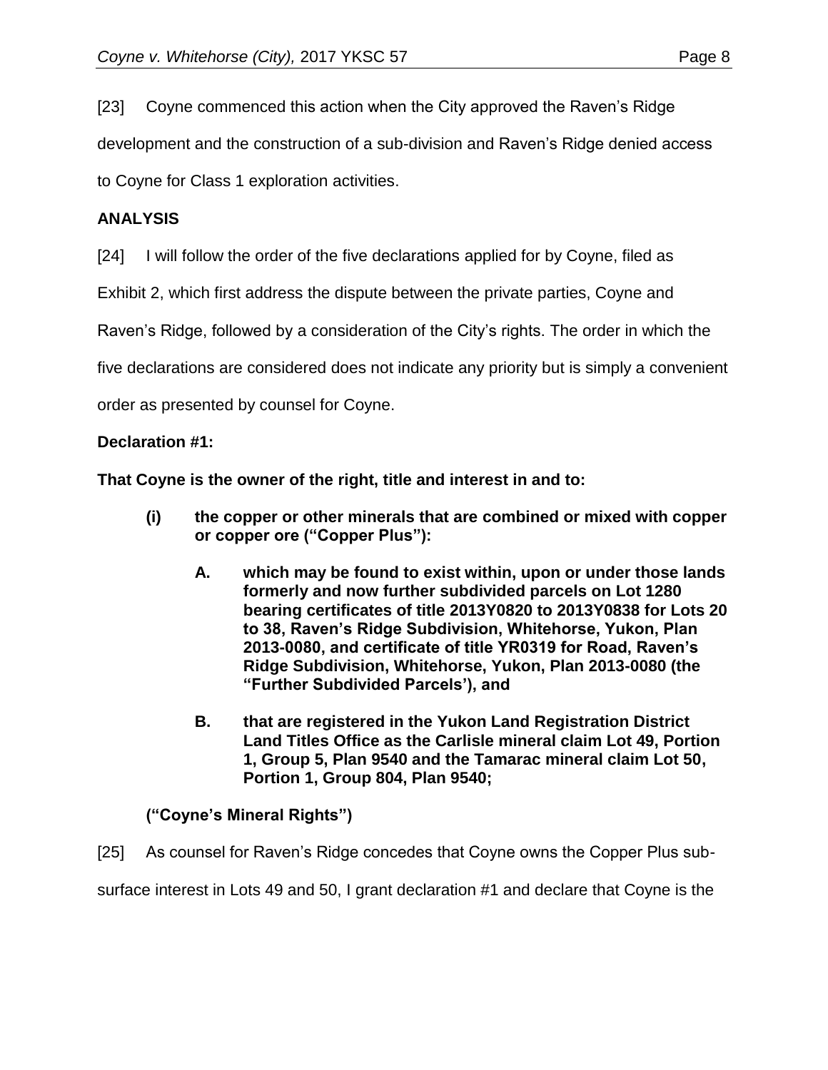[23] Coyne commenced this action when the City approved the Raven's Ridge development and the construction of a sub-division and Raven's Ridge denied access to Coyne for Class 1 exploration activities.

**ANALYSIS**

[24] I will follow the order of the five declarations applied for by Coyne, filed as Exhibit 2, which first address the dispute between the private parties, Coyne and Raven's Ridge, followed by a consideration of the City's rights. The order in which the five declarations are considered does not indicate any priority but is simply a convenient order as presented by counsel for Coyne.

**Declaration #1:**

**That Coyne is the owner of the right, title and interest in and to:**

- **(i) the copper or other minerals that are combined or mixed with copper or copper ore ("Copper Plus"):**
  - **A. which may be found to exist within, upon or under those lands formerly and now further subdivided parcels on Lot 1280 bearing certificates of title 2013Y0820 to 2013Y0838 for Lots 20 to 38, Raven's Ridge Subdivision, Whitehorse, Yukon, Plan 2013-0080, and certificate of title YR0319 for Road, Raven's Ridge Subdivision, Whitehorse, Yukon, Plan 2013-0080 (the "Further Subdivided Parcels'), and**
  - **B. that are registered in the Yukon Land Registration District Land Titles Office as the Carlisle mineral claim Lot 49, Portion 1, Group 5, Plan 9540 and the Tamarac mineral claim Lot 50, Portion 1, Group 804, Plan 9540;**

**("Coyne's Mineral Rights")**

[25] As counsel for Raven's Ridge concedes that Coyne owns the Copper Plus sub-surface interest in Lots 49 and 50, I grant declaration #1 and declare that Coyne is the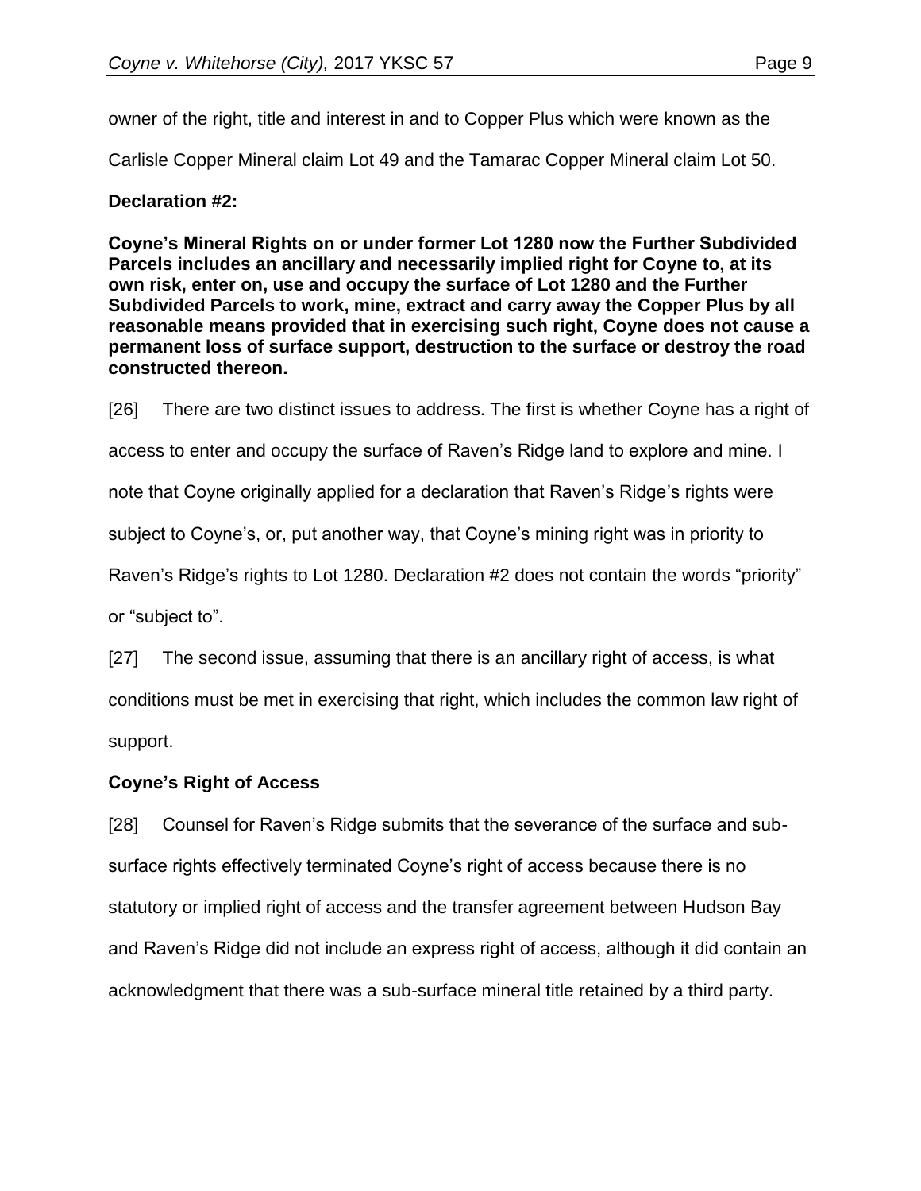owner of the right, title and interest in and to Copper Plus which were known as the Carlisle Copper Mineral claim Lot 49 and the Tamarac Copper Mineral claim Lot 50.

**Declaration #2:**

**Coyne's Mineral Rights on or under former Lot 1280 now the Further Subdivided Parcels includes an ancillary and necessarily implied right for Coyne to, at its own risk, enter on, use and occupy the surface of Lot 1280 and the Further Subdivided Parcels to work, mine, extract and carry away the Copper Plus by all reasonable means provided that in exercising such right, Coyne does not cause a permanent loss of surface support, destruction to the surface or destroy the road constructed thereon.**

[26] There are two distinct issues to address. The first is whether Coyne has a right of access to enter and occupy the surface of Raven's Ridge land to explore and mine. I note that Coyne originally applied for a declaration that Raven's Ridge's rights were subject to Coyne's, or, put another way, that Coyne's mining right was in priority to Raven's Ridge's rights to Lot 1280. Declaration #2 does not contain the words "priority" or "subject to".

[27] The second issue, assuming that there is an ancillary right of access, is what conditions must be met in exercising that right, which includes the common law right of support.

**Coyne's Right of Access**

[28] Counsel for Raven's Ridge submits that the severance of the surface and sub-surface rights effectively terminated Coyne's right of access because there is no statutory or implied right of access and the transfer agreement between Hudson Bay and Raven's Ridge did not include an express right of access, although it did contain an acknowledgment that there was a sub-surface mineral title retained by a third party.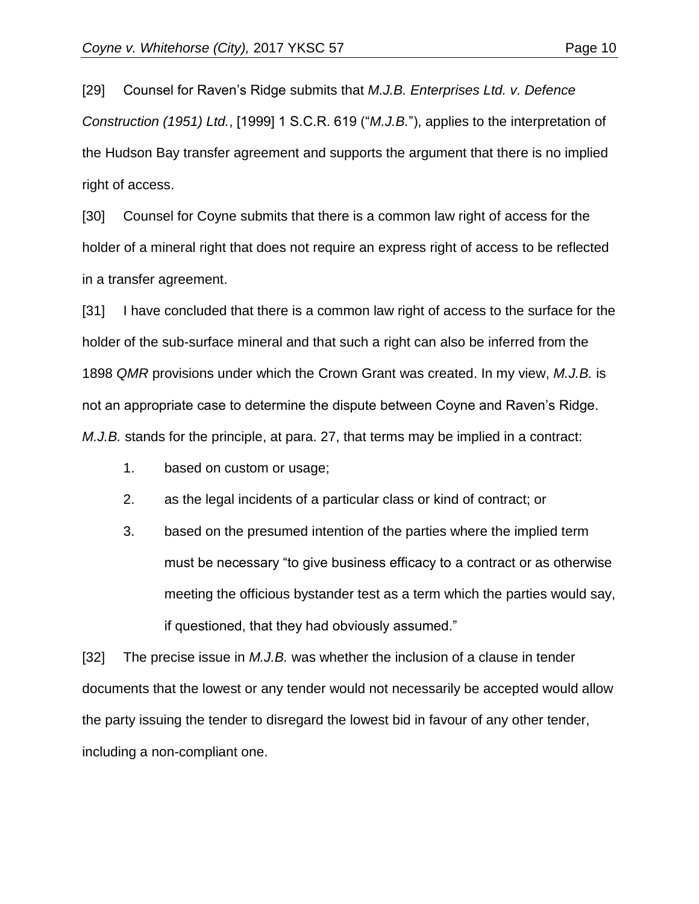[29] Counsel for Raven's Ridge submits that *M.J.B. Enterprises Ltd. v. Defence Construction (1951) Ltd.*, [1999] 1 S.C.R. 619 ("*M.J.B.*"), applies to the interpretation of the Hudson Bay transfer agreement and supports the argument that there is no implied right of access.

[30] Counsel for Coyne submits that there is a common law right of access for the holder of a mineral right that does not require an express right of access to be reflected in a transfer agreement.

[31] I have concluded that there is a common law right of access to the surface for the holder of the sub-surface mineral and that such a right can also be inferred from the 1898 *QMR* provisions under which the Crown Grant was created. In my view, *M.J.B.* is not an appropriate case to determine the dispute between Coyne and Raven's Ridge. *M.J.B.* stands for the principle, at para. 27, that terms may be implied in a contract:

1. based on custom or usage;
2. as the legal incidents of a particular class or kind of contract; or
3. based on the presumed intention of the parties where the implied term must be necessary "to give business efficacy to a contract or as otherwise meeting the officious bystander test as a term which the parties would say, if questioned, that they had obviously assumed."

[32] The precise issue in *M.J.B.* was whether the inclusion of a clause in tender documents that the lowest or any tender would not necessarily be accepted would allow the party issuing the tender to disregard the lowest bid in favour of any other tender, including a non-compliant one.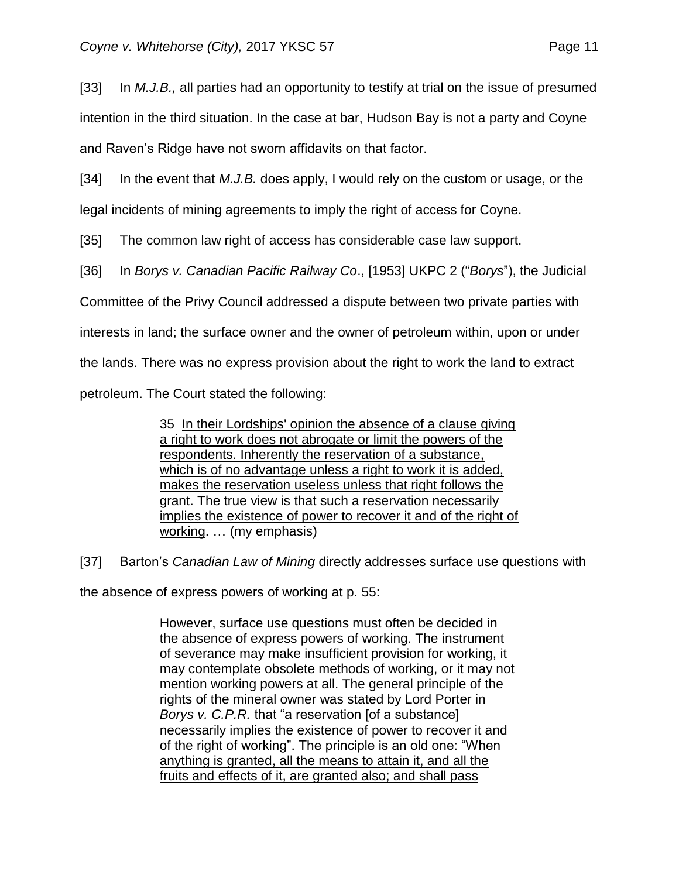[33] In *M.J.B.,* all parties had an opportunity to testify at trial on the issue of presumed intention in the third situation. In the case at bar, Hudson Bay is not a party and Coyne and Raven's Ridge have not sworn affidavits on that factor.

[34] In the event that *M.J.B.* does apply, I would rely on the custom or usage, or the legal incidents of mining agreements to imply the right of access for Coyne.

[35] The common law right of access has considerable case law support.

[36] In *Borys v. Canadian Pacific Railway Co*., [1953] UKPC 2 ("*Borys*"), the Judicial Committee of the Privy Council addressed a dispute between two private parties with interests in land; the surface owner and the owner of petroleum within, upon or under the lands. There was no express provision about the right to work the land to extract petroleum. The Court stated the following:

> 35 <u>In their Lordships' opinion the absence of a clause giving a right to work does not abrogate or limit the powers of the respondents. Inherently the reservation of a substance, which is of no advantage unless a right to work it is added, makes the reservation useless unless that right follows the grant. The true view is that such a reservation necessarily implies the existence of power to recover it and of the right of working</u>. … (my emphasis)

[37] Barton's *Canadian Law of Mining* directly addresses surface use questions with the absence of express powers of working at p. 55:

> However, surface use questions must often be decided in the absence of express powers of working. The instrument of severance may make insufficient provision for working, it may contemplate obsolete methods of working, or it may not mention working powers at all. The general principle of the rights of the mineral owner was stated by Lord Porter in *Borys v. C.P.R.* that "a reservation [of a substance] necessarily implies the existence of power to recover it and of the right of working". <u>The principle is an old one: "When anything is granted, all the means to attain it, and all the fruits and effects of it, are granted also; and shall pass</u>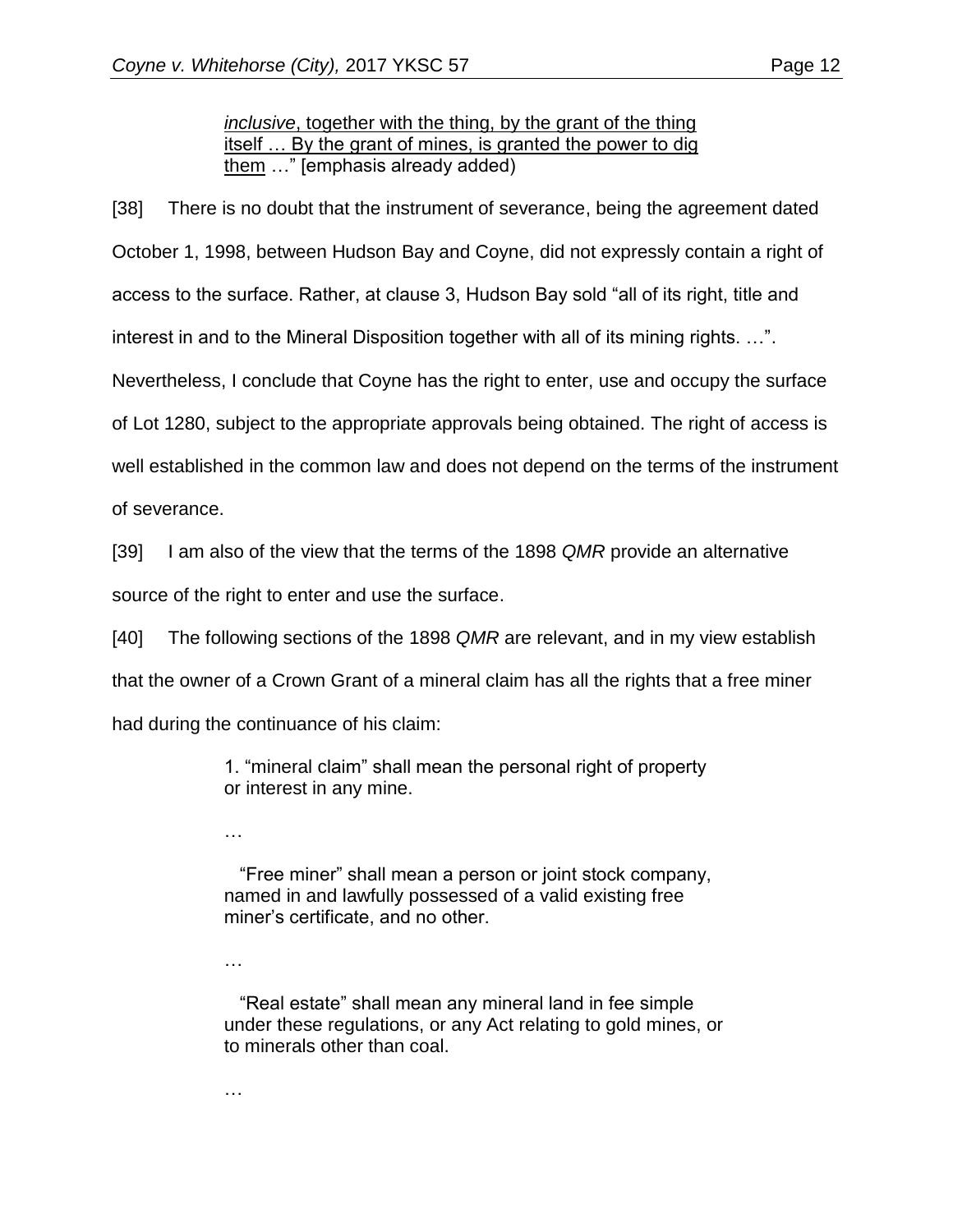> *inclusive*, together with the thing, by the grant of the thing itself … By the grant of mines, is granted the power to dig them …" [emphasis already added)

[38] There is no doubt that the instrument of severance, being the agreement dated October 1, 1998, between Hudson Bay and Coyne, did not expressly contain a right of access to the surface. Rather, at clause 3, Hudson Bay sold "all of its right, title and interest in and to the Mineral Disposition together with all of its mining rights. …". Nevertheless, I conclude that Coyne has the right to enter, use and occupy the surface of Lot 1280, subject to the appropriate approvals being obtained. The right of access is well established in the common law and does not depend on the terms of the instrument of severance.

[39] I am also of the view that the terms of the 1898 *QMR* provide an alternative source of the right to enter and use the surface.

[40] The following sections of the 1898 *QMR* are relevant, and in my view establish that the owner of a Crown Grant of a mineral claim has all the rights that a free miner had during the continuance of his claim:

> 1. "mineral claim" shall mean the personal right of property or interest in any mine.
>
> …
>
> "Free miner" shall mean a person or joint stock company, named in and lawfully possessed of a valid existing free miner's certificate, and no other.
>
> …
>
> "Real estate" shall mean any mineral land in fee simple under these regulations, or any Act relating to gold mines, or to minerals other than coal.
>
> …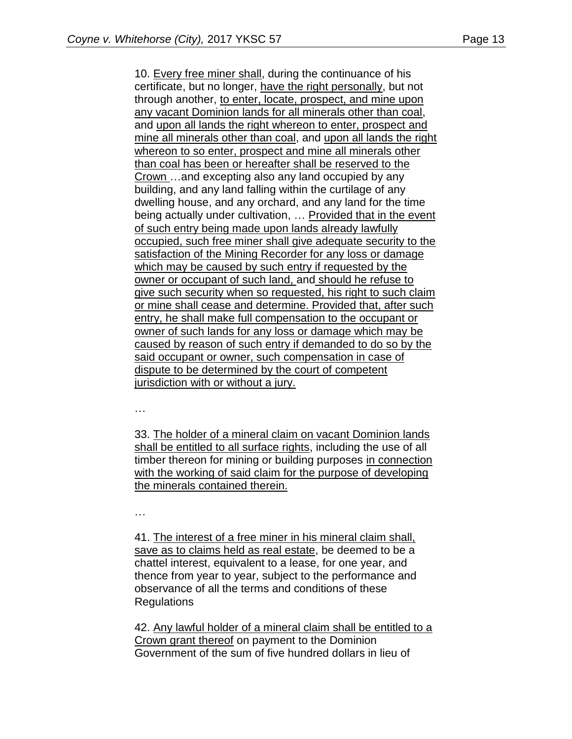> 10. <u>Every free miner shall</u>, during the continuance of his certificate, but no longer, <u>have the right personally</u>, but not through another, <u>to enter, locate, prospect, and mine upon any vacant Dominion lands for all minerals other than coal</u>, and <u>upon all lands the right whereon to enter, prospect and mine all minerals other than coal</u>, and <u>upon all lands the right whereon to so enter, prospect and mine all minerals other than coal has been or hereafter shall be reserved to the Crown</u> …and excepting also any land occupied by any building, and any land falling within the curtilage of any dwelling house, and any orchard, and any land for the time being actually under cultivation, … <u>Provided that in the event of such entry being made upon lands already lawfully occupied, such free miner shall give adequate security to the satisfaction of the Mining Recorder for any loss or damage which may be caused by such entry if requested by the owner or occupant of such land,</u> and <u>should he refuse to give such security when so requested, his right to such claim or mine shall cease and determine. Provided that, after such entry, he shall make full compensation to the occupant or owner of such lands for any loss or damage which may be caused by reason of such entry if demanded to do so by the said occupant or owner, such compensation in case of dispute to be determined by the court of competent jurisdiction with or without a jury.</u>
>
> …
>
> 33. <u>The holder of a mineral claim on vacant Dominion lands shall be entitled to all surface rights</u>, including the use of all timber thereon for mining or building purposes <u>in connection with the working of said claim for the purpose of developing the minerals contained therein.</u>
>
> …
>
> 41. <u>The interest of a free miner in his mineral claim shall, save as to claims held as real estate</u>, be deemed to be a chattel interest, equivalent to a lease, for one year, and thence from year to year, subject to the performance and observance of all the terms and conditions of these Regulations
>
> 42. <u>Any lawful holder of a mineral claim shall be entitled to a Crown grant thereof</u> on payment to the Dominion Government of the sum of five hundred dollars in lieu of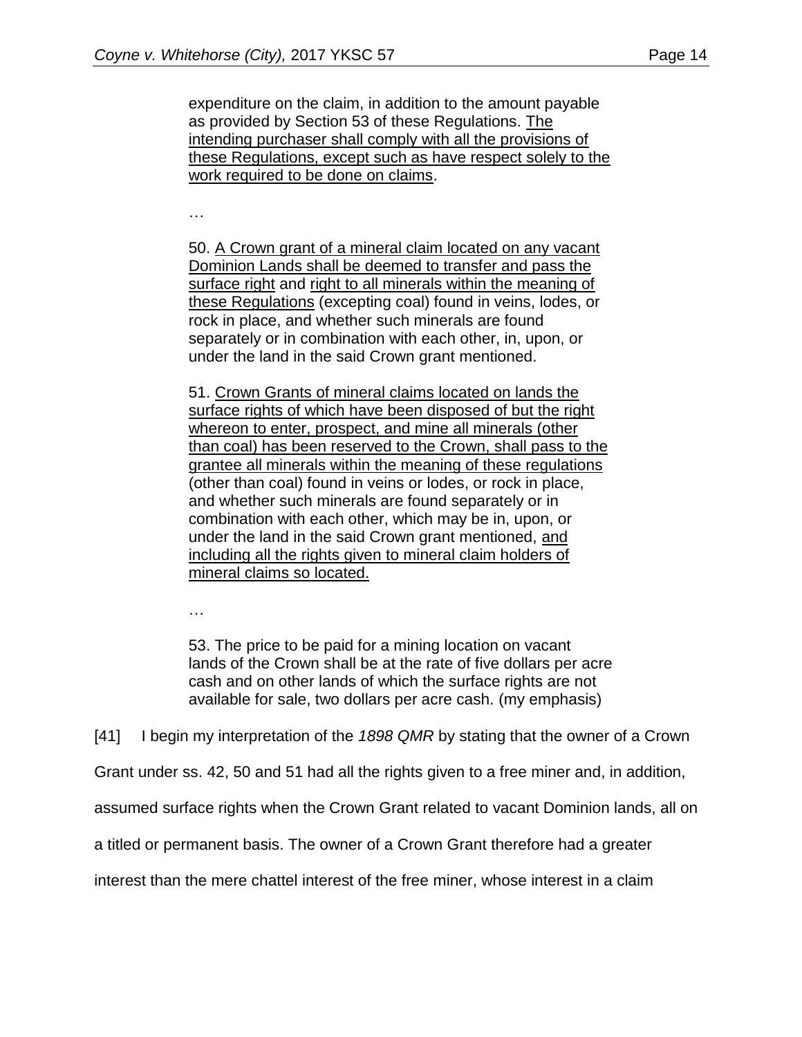> expenditure on the claim, in addition to the amount payable as provided by Section 53 of these Regulations. <u>The intending purchaser shall comply with all the provisions of these Regulations, except such as have respect solely to the work required to be done on claims</u>.
>
> …
>
> 50. <u>A Crown grant of a mineral claim located on any vacant Dominion Lands shall be deemed to transfer and pass the surface right</u> and <u>right to all minerals within the meaning of these Regulations</u> (excepting coal) found in veins, lodes, or rock in place, and whether such minerals are found separately or in combination with each other, in, upon, or under the land in the said Crown grant mentioned.
>
> 51. <u>Crown Grants of mineral claims located on lands the surface rights of which have been disposed of but the right whereon to enter, prospect, and mine all minerals (other than coal) has been reserved to the Crown, shall pass to the grantee all minerals within the meaning of these regulations</u> (other than coal) found in veins or lodes, or rock in place, and whether such minerals are found separately or in combination with each other, which may be in, upon, or under the land in the said Crown grant mentioned, <u>and including all the rights given to mineral claim holders of mineral claims so located.</u>
>
> …
>
> 53. The price to be paid for a mining location on vacant lands of the Crown shall be at the rate of five dollars per acre cash and on other lands of which the surface rights are not available for sale, two dollars per acre cash. (my emphasis)

[41] I begin my interpretation of the *1898 QMR* by stating that the owner of a Crown Grant under ss. 42, 50 and 51 had all the rights given to a free miner and, in addition, assumed surface rights when the Crown Grant related to vacant Dominion lands, all on a titled or permanent basis. The owner of a Crown Grant therefore had a greater interest than the mere chattel interest of the free miner, whose interest in a claim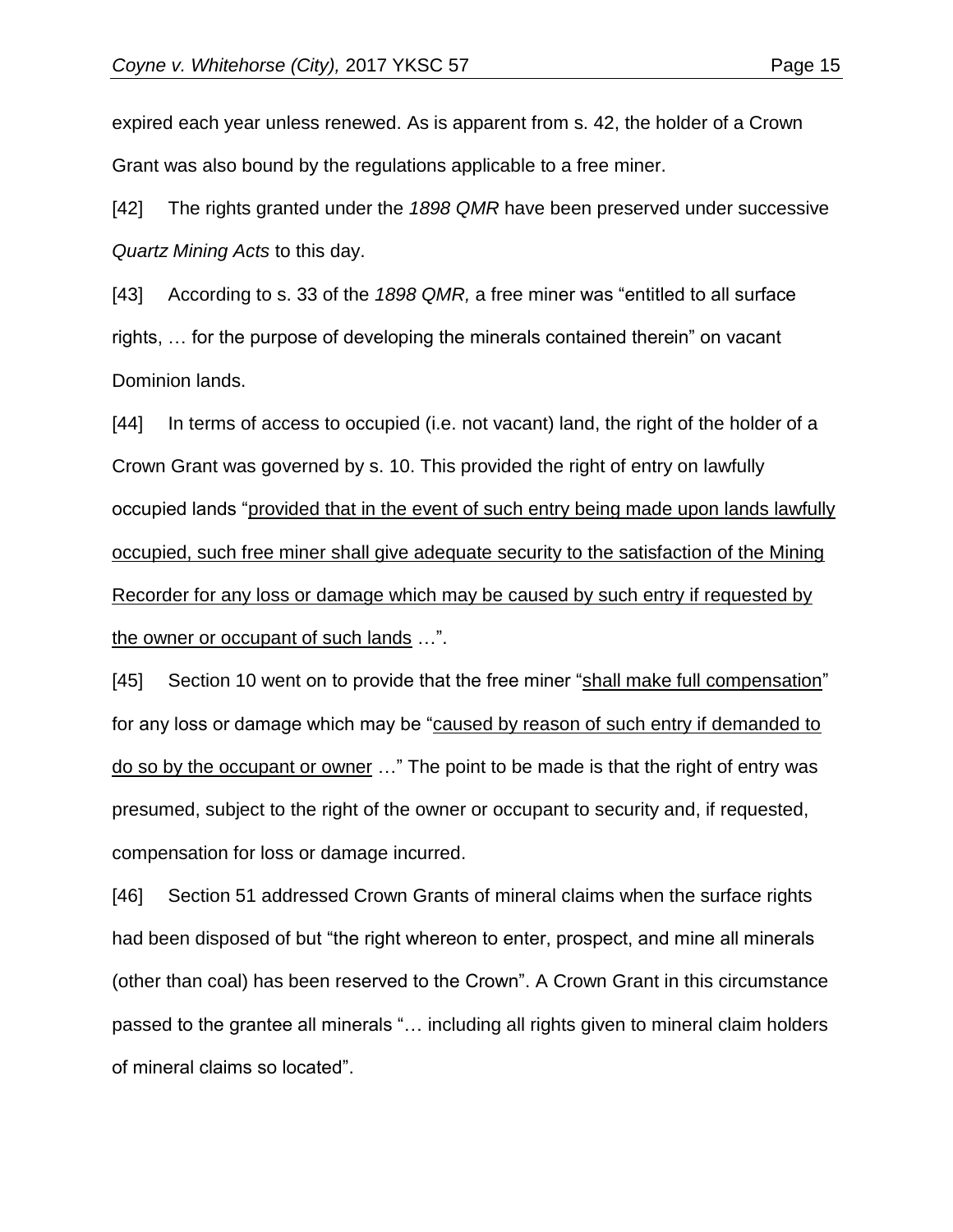expired each year unless renewed. As is apparent from s. 42, the holder of a Crown Grant was also bound by the regulations applicable to a free miner.

[42] The rights granted under the *1898 QMR* have been preserved under successive *Quartz Mining Acts* to this day.

[43] According to s. 33 of the *1898 QMR,* a free miner was "entitled to all surface rights, … for the purpose of developing the minerals contained therein" on vacant Dominion lands.

[44] In terms of access to occupied (i.e. not vacant) land, the right of the holder of a Crown Grant was governed by s. 10. This provided the right of entry on lawfully occupied lands "<u>provided that in the event of such entry being made upon lands lawfully occupied, such free miner shall give adequate security to the satisfaction of the Mining Recorder for any loss or damage which may be caused by such entry if requested by the owner or occupant of such lands</u> …".

[45] Section 10 went on to provide that the free miner "<u>shall make full compensation</u>" for any loss or damage which may be "<u>caused by reason of such entry if demanded to do so by the occupant or owner</u> …" The point to be made is that the right of entry was presumed, subject to the right of the owner or occupant to security and, if requested, compensation for loss or damage incurred.

[46] Section 51 addressed Crown Grants of mineral claims when the surface rights had been disposed of but "the right whereon to enter, prospect, and mine all minerals (other than coal) has been reserved to the Crown". A Crown Grant in this circumstance passed to the grantee all minerals "… including all rights given to mineral claim holders of mineral claims so located".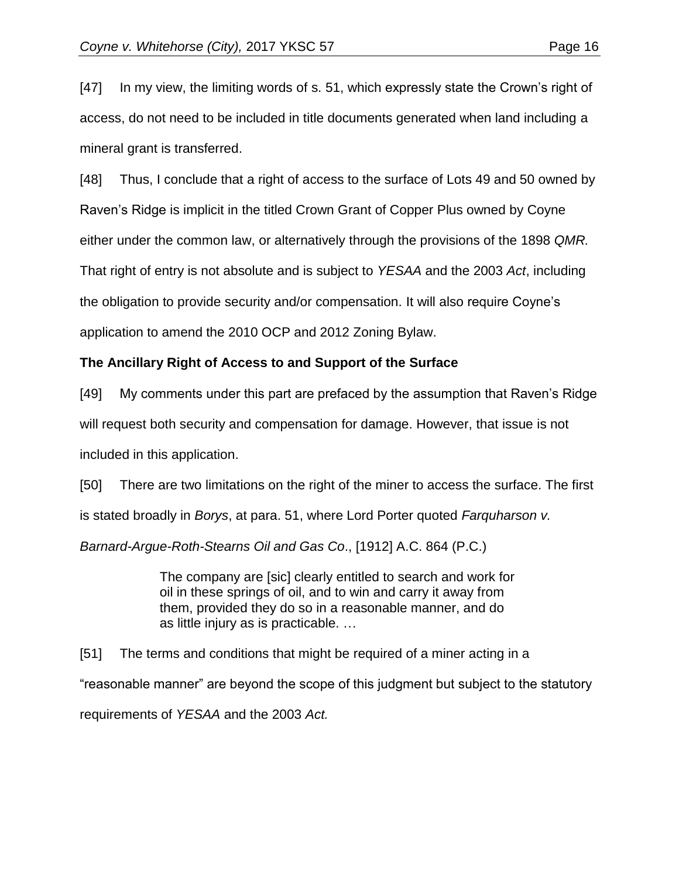[47] In my view, the limiting words of s. 51, which expressly state the Crown's right of access, do not need to be included in title documents generated when land including a mineral grant is transferred.

[48] Thus, I conclude that a right of access to the surface of Lots 49 and 50 owned by Raven's Ridge is implicit in the titled Crown Grant of Copper Plus owned by Coyne either under the common law, or alternatively through the provisions of the 1898 *QMR.* That right of entry is not absolute and is subject to *YESAA* and the 2003 *Act*, including the obligation to provide security and/or compensation. It will also require Coyne's application to amend the 2010 OCP and 2012 Zoning Bylaw.

**The Ancillary Right of Access to and Support of the Surface**

[49] My comments under this part are prefaced by the assumption that Raven's Ridge will request both security and compensation for damage. However, that issue is not included in this application.

[50] There are two limitations on the right of the miner to access the surface. The first is stated broadly in *Borys*, at para. 51, where Lord Porter quoted *Farquharson v. Barnard-Argue-Roth-Stearns Oil and Gas Co*., [1912] A.C. 864 (P.C.)

> The company are [sic] clearly entitled to search and work for oil in these springs of oil, and to win and carry it away from them, provided they do so in a reasonable manner, and do as little injury as is practicable. …

[51] The terms and conditions that might be required of a miner acting in a "reasonable manner" are beyond the scope of this judgment but subject to the statutory requirements of *YESAA* and the 2003 *Act.*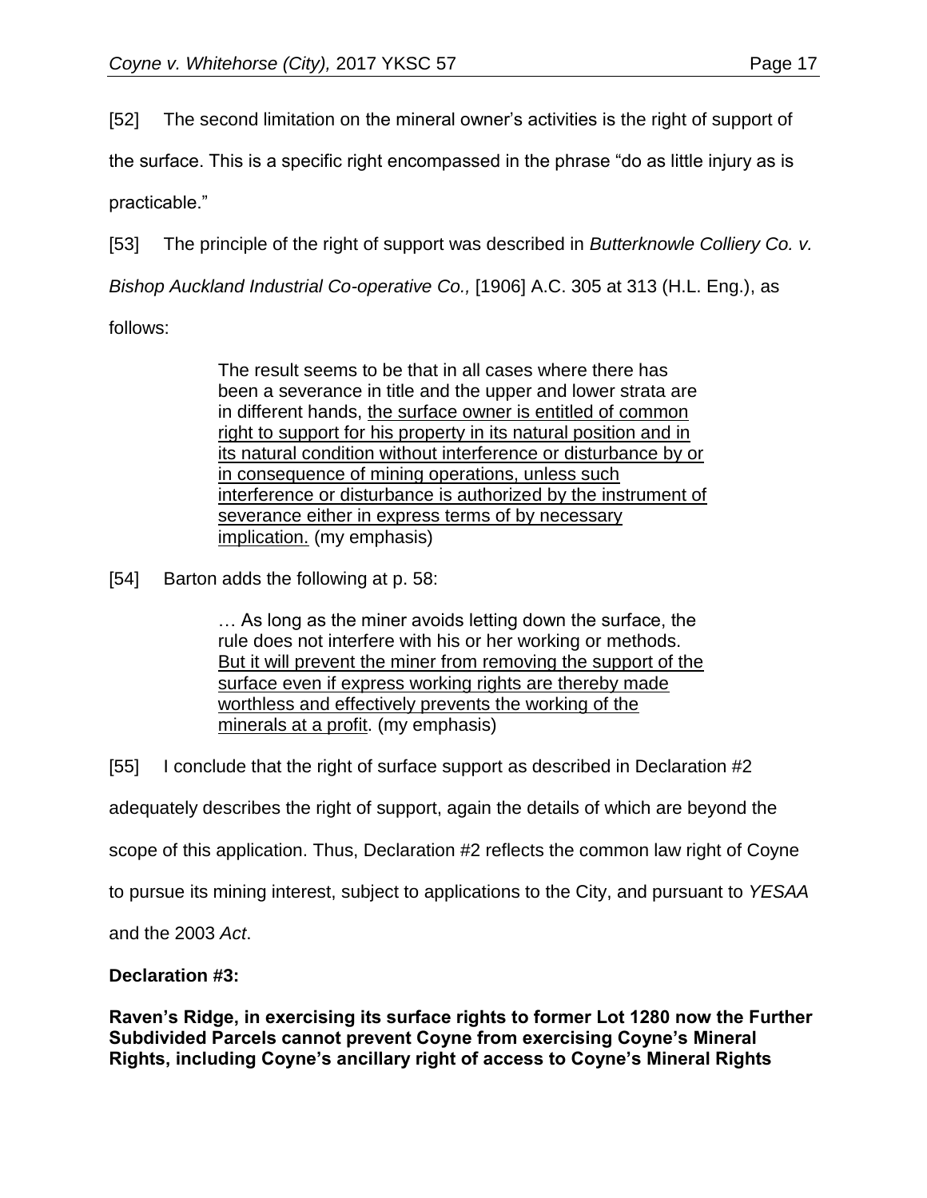[52] The second limitation on the mineral owner's activities is the right of support of the surface. This is a specific right encompassed in the phrase "do as little injury as is practicable."

[53] The principle of the right of support was described in *Butterknowle Colliery Co. v. Bishop Auckland Industrial Co-operative Co.,* [1906] A.C. 305 at 313 (H.L. Eng.), as follows:

> The result seems to be that in all cases where there has been a severance in title and the upper and lower strata are in different hands, <u>the surface owner is entitled of common right to support for his property in its natural position and in its natural condition without interference or disturbance by or in consequence of mining operations, unless such interference or disturbance is authorized by the instrument of severance either in express terms of by necessary implication.</u> (my emphasis)

[54] Barton adds the following at p. 58:

> … As long as the miner avoids letting down the surface, the rule does not interfere with his or her working or methods. <u>But it will prevent the miner from removing the support of the surface even if express working rights are thereby made worthless and effectively prevents the working of the minerals at a profit</u>. (my emphasis)

[55] I conclude that the right of surface support as described in Declaration #2 adequately describes the right of support, again the details of which are beyond the scope of this application. Thus, Declaration #2 reflects the common law right of Coyne to pursue its mining interest, subject to applications to the City, and pursuant to *YESAA* and the 2003 *Act*.

**Declaration #3:**

**Raven's Ridge, in exercising its surface rights to former Lot 1280 now the Further Subdivided Parcels cannot prevent Coyne from exercising Coyne's Mineral Rights, including Coyne's ancillary right of access to Coyne's Mineral Rights**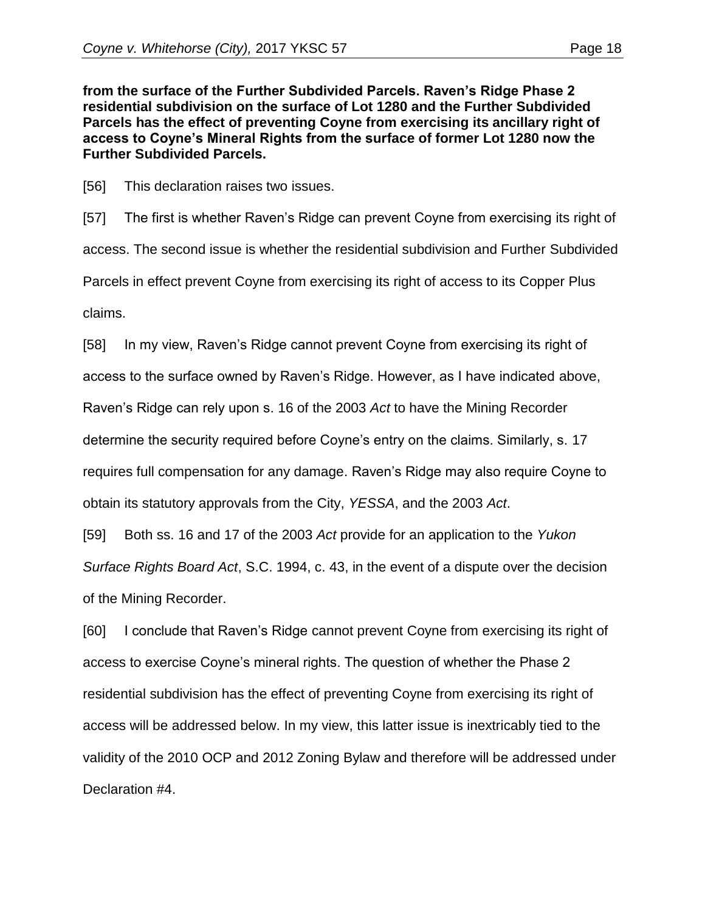**from the surface of the Further Subdivided Parcels. Raven's Ridge Phase 2 residential subdivision on the surface of Lot 1280 and the Further Subdivided Parcels has the effect of preventing Coyne from exercising its ancillary right of access to Coyne's Mineral Rights from the surface of former Lot 1280 now the Further Subdivided Parcels.**

[56] This declaration raises two issues.

[57] The first is whether Raven's Ridge can prevent Coyne from exercising its right of access. The second issue is whether the residential subdivision and Further Subdivided Parcels in effect prevent Coyne from exercising its right of access to its Copper Plus claims.

[58] In my view, Raven's Ridge cannot prevent Coyne from exercising its right of access to the surface owned by Raven's Ridge. However, as I have indicated above, Raven's Ridge can rely upon s. 16 of the 2003 *Act* to have the Mining Recorder determine the security required before Coyne's entry on the claims. Similarly, s. 17 requires full compensation for any damage. Raven's Ridge may also require Coyne to obtain its statutory approvals from the City, *YESSA*, and the 2003 *Act*.

[59] Both ss. 16 and 17 of the 2003 *Act* provide for an application to the *Yukon Surface Rights Board Act*, S.C. 1994, c. 43, in the event of a dispute over the decision of the Mining Recorder.

[60] I conclude that Raven's Ridge cannot prevent Coyne from exercising its right of access to exercise Coyne's mineral rights. The question of whether the Phase 2 residential subdivision has the effect of preventing Coyne from exercising its right of access will be addressed below. In my view, this latter issue is inextricably tied to the validity of the 2010 OCP and 2012 Zoning Bylaw and therefore will be addressed under Declaration #4.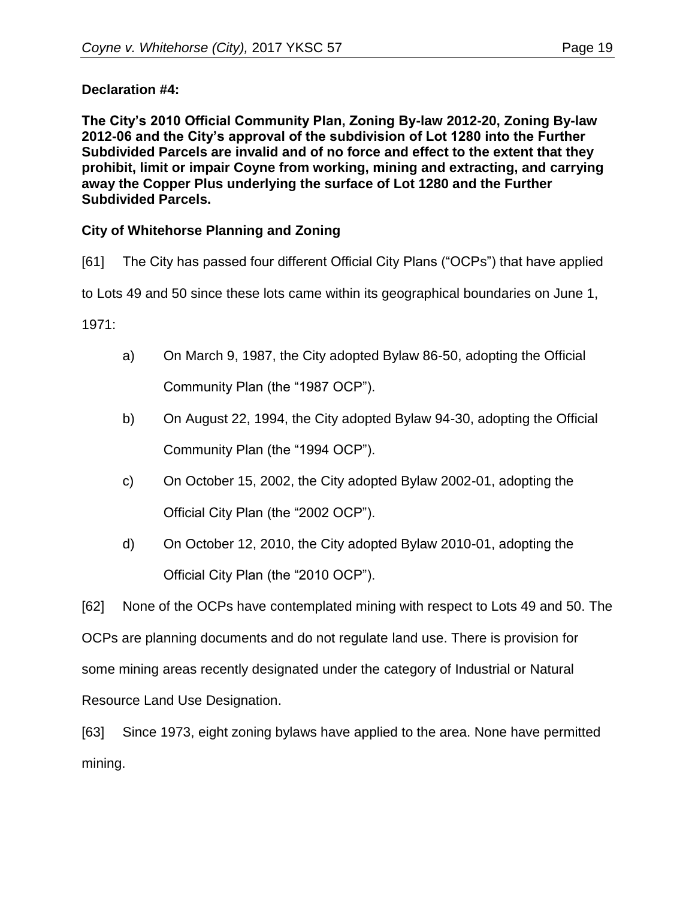**Declaration #4:**

**The City's 2010 Official Community Plan, Zoning By-law 2012-20, Zoning By-law 2012-06 and the City's approval of the subdivision of Lot 1280 into the Further Subdivided Parcels are invalid and of no force and effect to the extent that they prohibit, limit or impair Coyne from working, mining and extracting, and carrying away the Copper Plus underlying the surface of Lot 1280 and the Further Subdivided Parcels.**

**City of Whitehorse Planning and Zoning**

[61] The City has passed four different Official City Plans ("OCPs") that have applied to Lots 49 and 50 since these lots came within its geographical boundaries on June 1, 1971:

a) On March 9, 1987, the City adopted Bylaw 86-50, adopting the Official Community Plan (the "1987 OCP").

b) On August 22, 1994, the City adopted Bylaw 94-30, adopting the Official Community Plan (the "1994 OCP").

c) On October 15, 2002, the City adopted Bylaw 2002-01, adopting the Official City Plan (the "2002 OCP").

d) On October 12, 2010, the City adopted Bylaw 2010-01, adopting the Official City Plan (the "2010 OCP").

[62] None of the OCPs have contemplated mining with respect to Lots 49 and 50. The OCPs are planning documents and do not regulate land use. There is provision for some mining areas recently designated under the category of Industrial or Natural Resource Land Use Designation.

[63] Since 1973, eight zoning bylaws have applied to the area. None have permitted mining.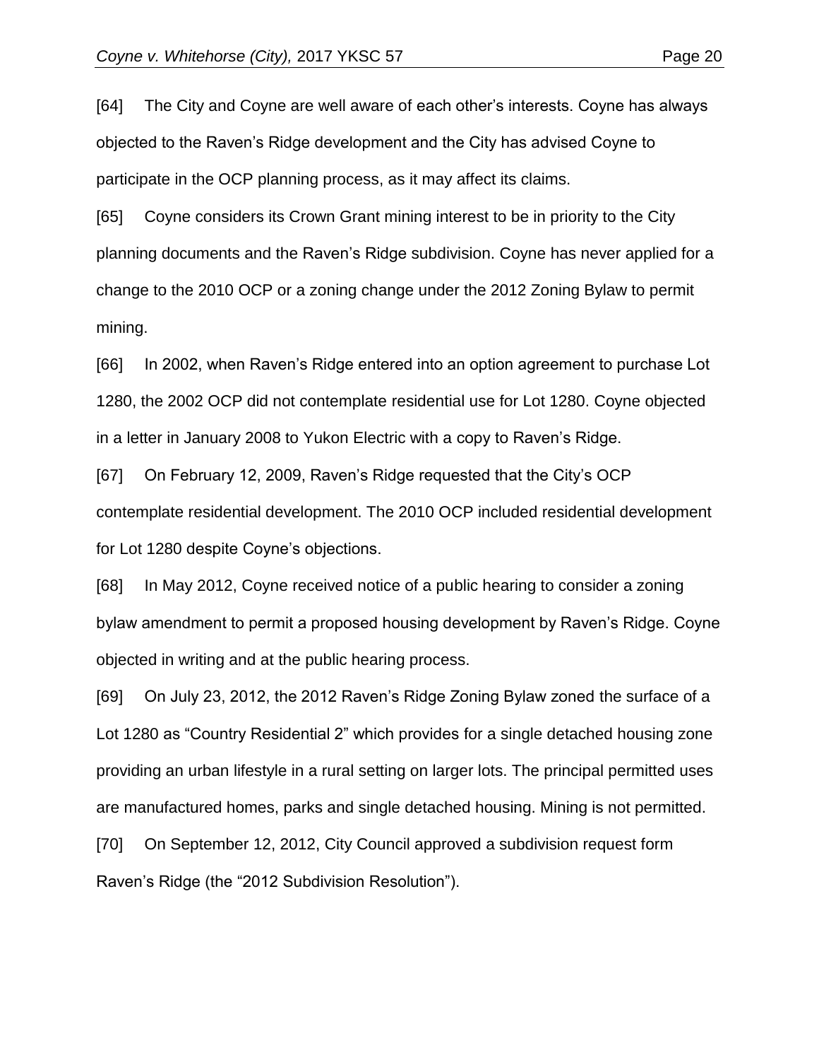[64] The City and Coyne are well aware of each other's interests. Coyne has always objected to the Raven's Ridge development and the City has advised Coyne to participate in the OCP planning process, as it may affect its claims.

[65] Coyne considers its Crown Grant mining interest to be in priority to the City planning documents and the Raven's Ridge subdivision. Coyne has never applied for a change to the 2010 OCP or a zoning change under the 2012 Zoning Bylaw to permit mining.

[66] In 2002, when Raven's Ridge entered into an option agreement to purchase Lot 1280, the 2002 OCP did not contemplate residential use for Lot 1280. Coyne objected in a letter in January 2008 to Yukon Electric with a copy to Raven's Ridge.

[67] On February 12, 2009, Raven's Ridge requested that the City's OCP contemplate residential development. The 2010 OCP included residential development for Lot 1280 despite Coyne's objections.

[68] In May 2012, Coyne received notice of a public hearing to consider a zoning bylaw amendment to permit a proposed housing development by Raven's Ridge. Coyne objected in writing and at the public hearing process.

[69] On July 23, 2012, the 2012 Raven's Ridge Zoning Bylaw zoned the surface of a Lot 1280 as "Country Residential 2" which provides for a single detached housing zone providing an urban lifestyle in a rural setting on larger lots. The principal permitted uses are manufactured homes, parks and single detached housing. Mining is not permitted.

[70] On September 12, 2012, City Council approved a subdivision request form Raven's Ridge (the "2012 Subdivision Resolution").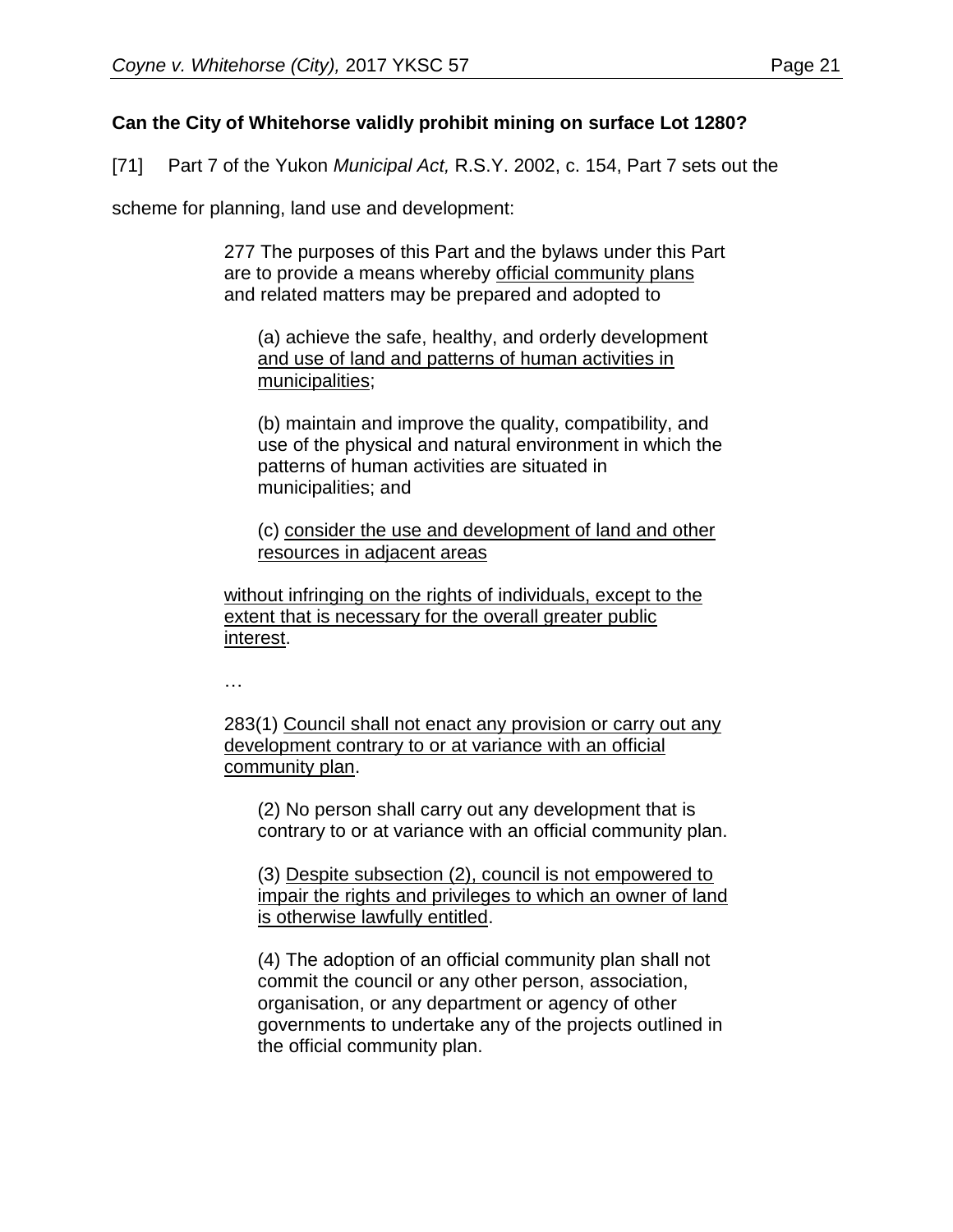**Can the City of Whitehorse validly prohibit mining on surface Lot 1280?**

[71] Part 7 of the Yukon *Municipal Act,* R.S.Y. 2002, c. 154, Part 7 sets out the scheme for planning, land use and development:

> 277 The purposes of this Part and the bylaws under this Part are to provide a means whereby <u>official community plans</u> and related matters may be prepared and adopted to
>
> > (a) achieve the safe, healthy, and orderly development <u>and use of land and patterns of human activities in municipalities</u>;
> >
> > (b) maintain and improve the quality, compatibility, and use of the physical and natural environment in which the patterns of human activities are situated in municipalities; and
> >
> > (c) <u>consider the use and development of land and other resources in adjacent areas</u>
>
> <u>without infringing on the rights of individuals, except to the extent that is necessary for the overall greater public interest</u>.
>
> …
>
> 283(1) <u>Council shall not enact any provision or carry out any development contrary to or at variance with an official community plan</u>.
>
> > (2) No person shall carry out any development that is contrary to or at variance with an official community plan.
> >
> > (3) <u>Despite subsection (2), council is not empowered to impair the rights and privileges to which an owner of land is otherwise lawfully entitled</u>.
> >
> > (4) The adoption of an official community plan shall not commit the council or any other person, association, organisation, or any department or agency of other governments to undertake any of the projects outlined in the official community plan.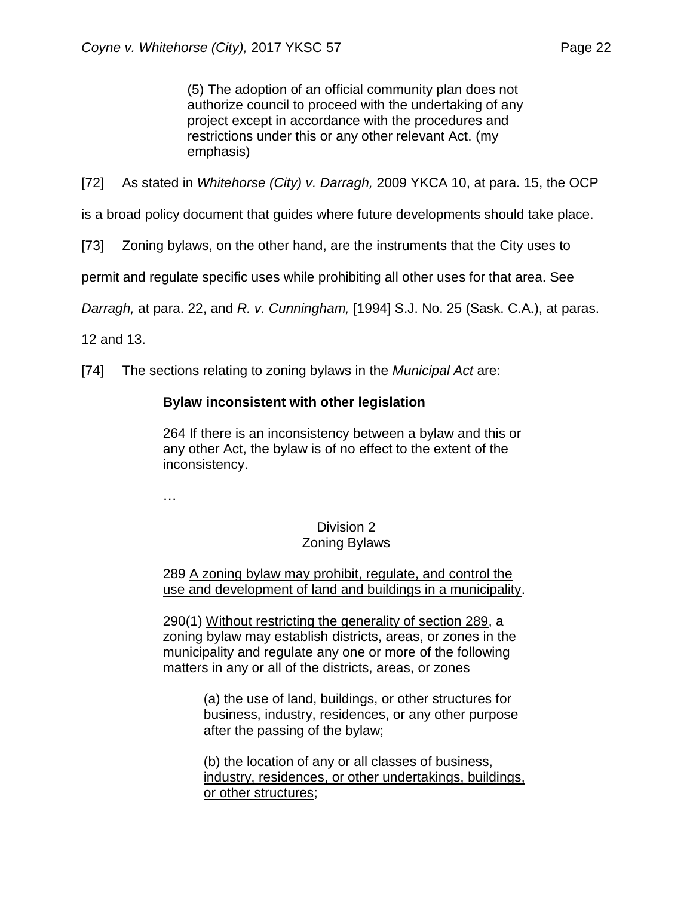> (5) The adoption of an official community plan does not authorize council to proceed with the undertaking of any project except in accordance with the procedures and restrictions under this or any other relevant Act. (my emphasis)

[72] As stated in *Whitehorse (City) v. Darragh,* 2009 YKCA 10, at para. 15, the OCP is a broad policy document that guides where future developments should take place.

[73] Zoning bylaws, on the other hand, are the instruments that the City uses to permit and regulate specific uses while prohibiting all other uses for that area. See *Darragh,* at para. 22, and *R. v. Cunningham,* [1994] S.J. No. 25 (Sask. C.A.), at paras. 12 and 13.

[74] The sections relating to zoning bylaws in the *Municipal Act* are:

> **Bylaw inconsistent with other legislation**
>
> 264 If there is an inconsistency between a bylaw and this or any other Act, the bylaw is of no effect to the extent of the inconsistency.
>
> …
>
> Division 2
> Zoning Bylaws
>
> 289 <u>A zoning bylaw may prohibit, regulate, and control the use and development of land and buildings in a municipality</u>.
>
> 290(1) <u>Without restricting the generality of section 289</u>, a zoning bylaw may establish districts, areas, or zones in the municipality and regulate any one or more of the following matters in any or all of the districts, areas, or zones
>
> > (a) the use of land, buildings, or other structures for business, industry, residences, or any other purpose after the passing of the bylaw;
> >
> > (b) <u>the location of any or all classes of business, industry, residences, or other undertakings, buildings, or other structures</u>;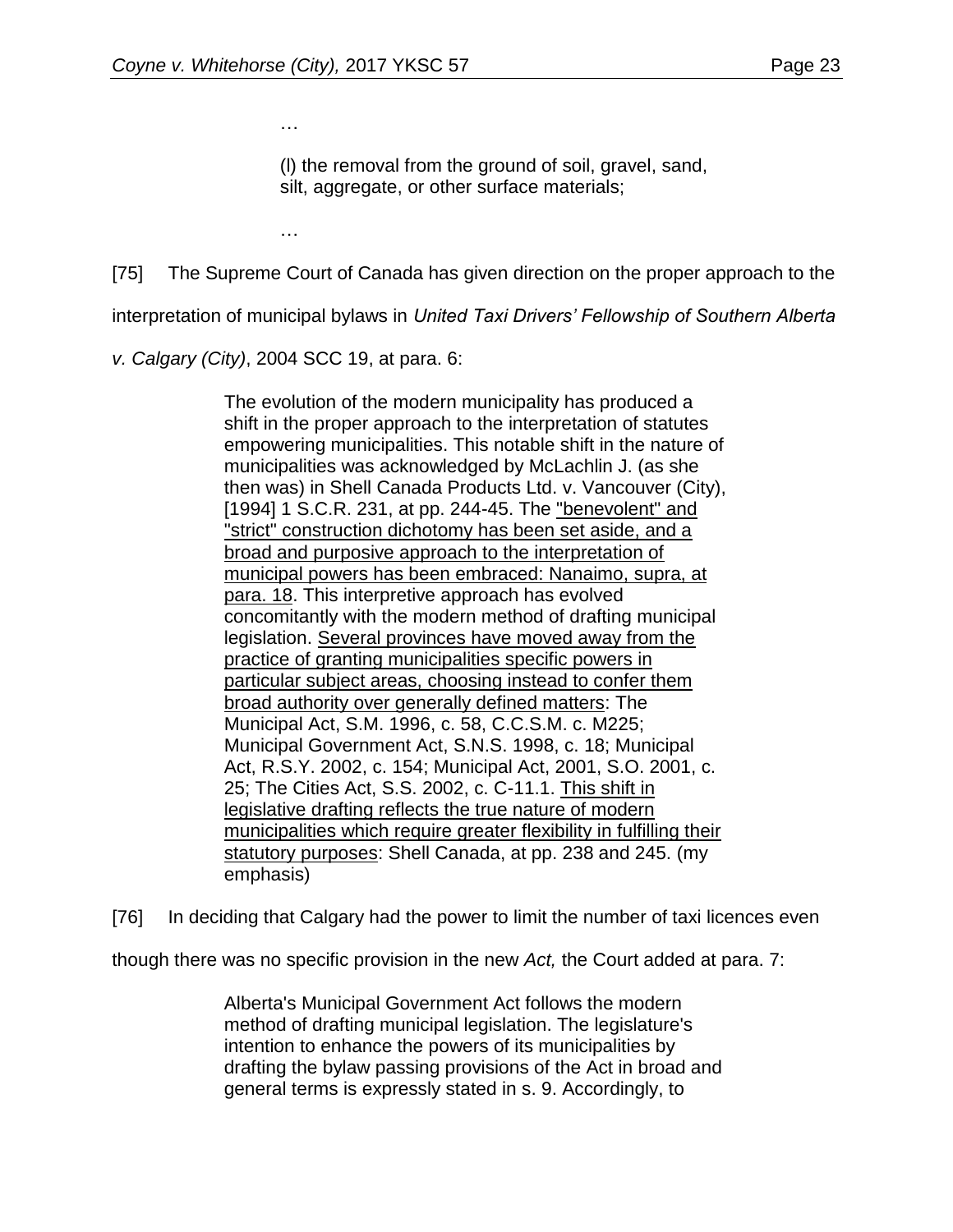> …
>
> (l) the removal from the ground of soil, gravel, sand, silt, aggregate, or other surface materials;
>
> …

[75] The Supreme Court of Canada has given direction on the proper approach to the interpretation of municipal bylaws in *United Taxi Drivers' Fellowship of Southern Alberta v. Calgary (City)*, 2004 SCC 19, at para. 6:

> The evolution of the modern municipality has produced a shift in the proper approach to the interpretation of statutes empowering municipalities. This notable shift in the nature of municipalities was acknowledged by McLachlin J. (as she then was) in Shell Canada Products Ltd. v. Vancouver (City), [1994] 1 S.C.R. 231, at pp. 244-45. The <u>"benevolent" and "strict" construction dichotomy has been set aside, and a broad and purposive approach to the interpretation of municipal powers has been embraced: Nanaimo, supra, at para. 18</u>. This interpretive approach has evolved concomitantly with the modern method of drafting municipal legislation. <u>Several provinces have moved away from the practice of granting municipalities specific powers in particular subject areas, choosing instead to confer them broad authority over generally defined matters</u>: The Municipal Act, S.M. 1996, c. 58, C.C.S.M. c. M225; Municipal Government Act, S.N.S. 1998, c. 18; Municipal Act, R.S.Y. 2002, c. 154; Municipal Act, 2001, S.O. 2001, c. 25; The Cities Act, S.S. 2002, c. C-11.1. <u>This shift in legislative drafting reflects the true nature of modern municipalities which require greater flexibility in fulfilling their statutory purposes</u>: Shell Canada, at pp. 238 and 245. (my emphasis)

[76] In deciding that Calgary had the power to limit the number of taxi licences even though there was no specific provision in the new *Act,* the Court added at para. 7:

> Alberta's Municipal Government Act follows the modern method of drafting municipal legislation. The legislature's intention to enhance the powers of its municipalities by drafting the bylaw passing provisions of the Act in broad and general terms is expressly stated in s. 9. Accordingly, to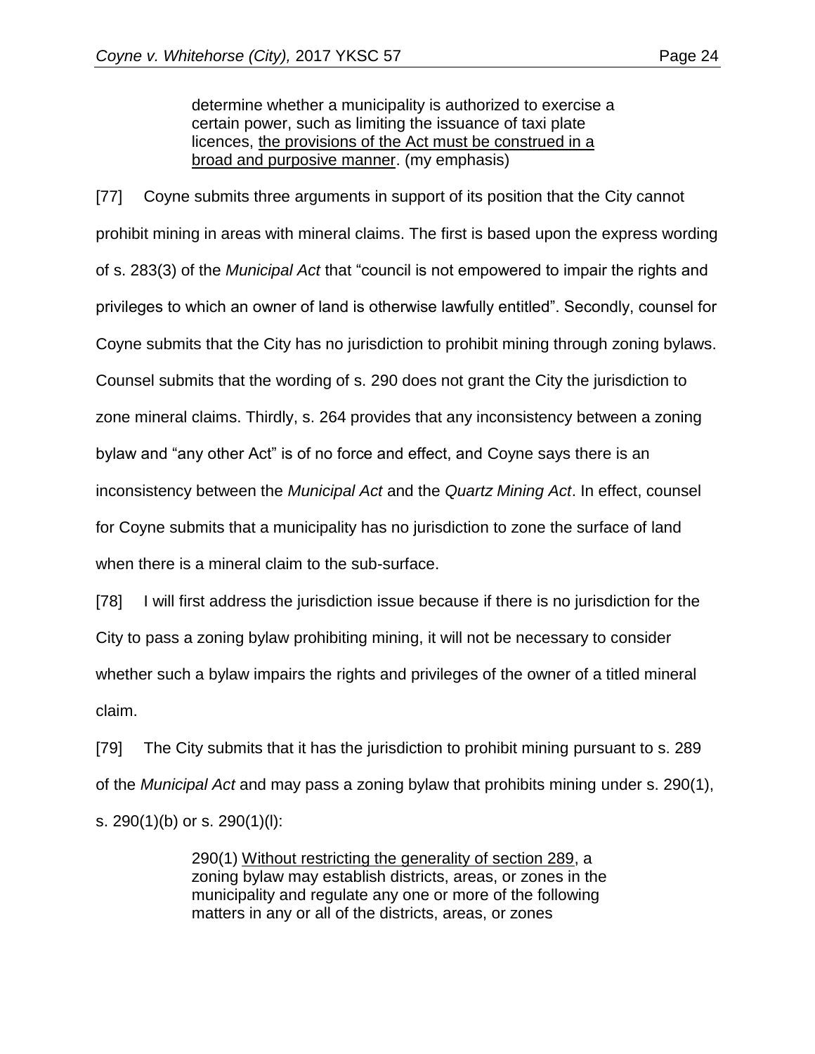> determine whether a municipality is authorized to exercise a certain power, such as limiting the issuance of taxi plate licences, <u>the provisions of the Act must be construed in a broad and purposive manner</u>. (my emphasis)

[77] Coyne submits three arguments in support of its position that the City cannot prohibit mining in areas with mineral claims. The first is based upon the express wording of s. 283(3) of the *Municipal Act* that "council is not empowered to impair the rights and privileges to which an owner of land is otherwise lawfully entitled". Secondly, counsel for Coyne submits that the City has no jurisdiction to prohibit mining through zoning bylaws. Counsel submits that the wording of s. 290 does not grant the City the jurisdiction to zone mineral claims. Thirdly, s. 264 provides that any inconsistency between a zoning bylaw and "any other Act" is of no force and effect, and Coyne says there is an inconsistency between the *Municipal Act* and the *Quartz Mining Act*. In effect, counsel for Coyne submits that a municipality has no jurisdiction to zone the surface of land when there is a mineral claim to the sub-surface.

[78] I will first address the jurisdiction issue because if there is no jurisdiction for the City to pass a zoning bylaw prohibiting mining, it will not be necessary to consider whether such a bylaw impairs the rights and privileges of the owner of a titled mineral claim.

[79] The City submits that it has the jurisdiction to prohibit mining pursuant to s. 289 of the *Municipal Act* and may pass a zoning bylaw that prohibits mining under s. 290(1), s. 290(1)(b) or s. 290(1)(l):

> 290(1) <u>Without restricting the generality of section 289</u>, a zoning bylaw may establish districts, areas, or zones in the municipality and regulate any one or more of the following matters in any or all of the districts, areas, or zones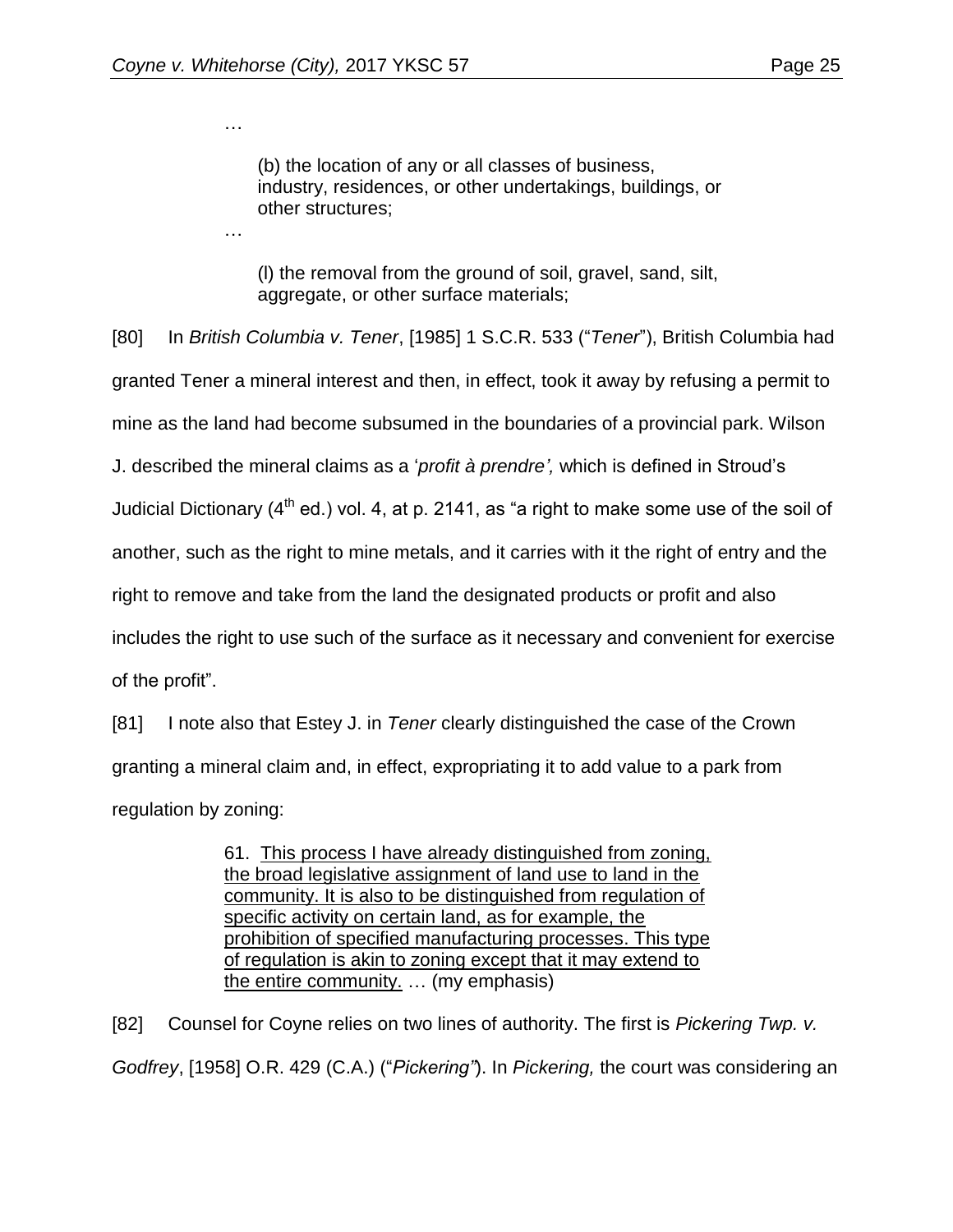…

> (b) the location of any or all classes of business, industry, residences, or other undertakings, buildings, or other structures;

…

> (l) the removal from the ground of soil, gravel, sand, silt, aggregate, or other surface materials;

[80] In *British Columbia v. Tener*, [1985] 1 S.C.R. 533 ("*Tener*"), British Columbia had granted Tener a mineral interest and then, in effect, took it away by refusing a permit to mine as the land had become subsumed in the boundaries of a provincial park. Wilson J. described the mineral claims as a '*profit à prendre',* which is defined in Stroud's Judicial Dictionary (4th ed.) vol. 4, at p. 2141, as "a right to make some use of the soil of another, such as the right to mine metals, and it carries with it the right of entry and the right to remove and take from the land the designated products or profit and also includes the right to use such of the surface as it necessary and convenient for exercise of the profit".

[81] I note also that Estey J. in *Tener* clearly distinguished the case of the Crown granting a mineral claim and, in effect, expropriating it to add value to a park from regulation by zoning:

> 61. <u>This process I have already distinguished from zoning, the broad legislative assignment of land use to land in the community. It is also to be distinguished from regulation of specific activity on certain land, as for example, the prohibition of specified manufacturing processes. This type of regulation is akin to zoning except that it may extend to the entire community.</u> … (my emphasis)

[82] Counsel for Coyne relies on two lines of authority. The first is *Pickering Twp. v. Godfrey*, [1958] O.R. 429 (C.A.) ("*Pickering*"). In *Pickering,* the court was considering an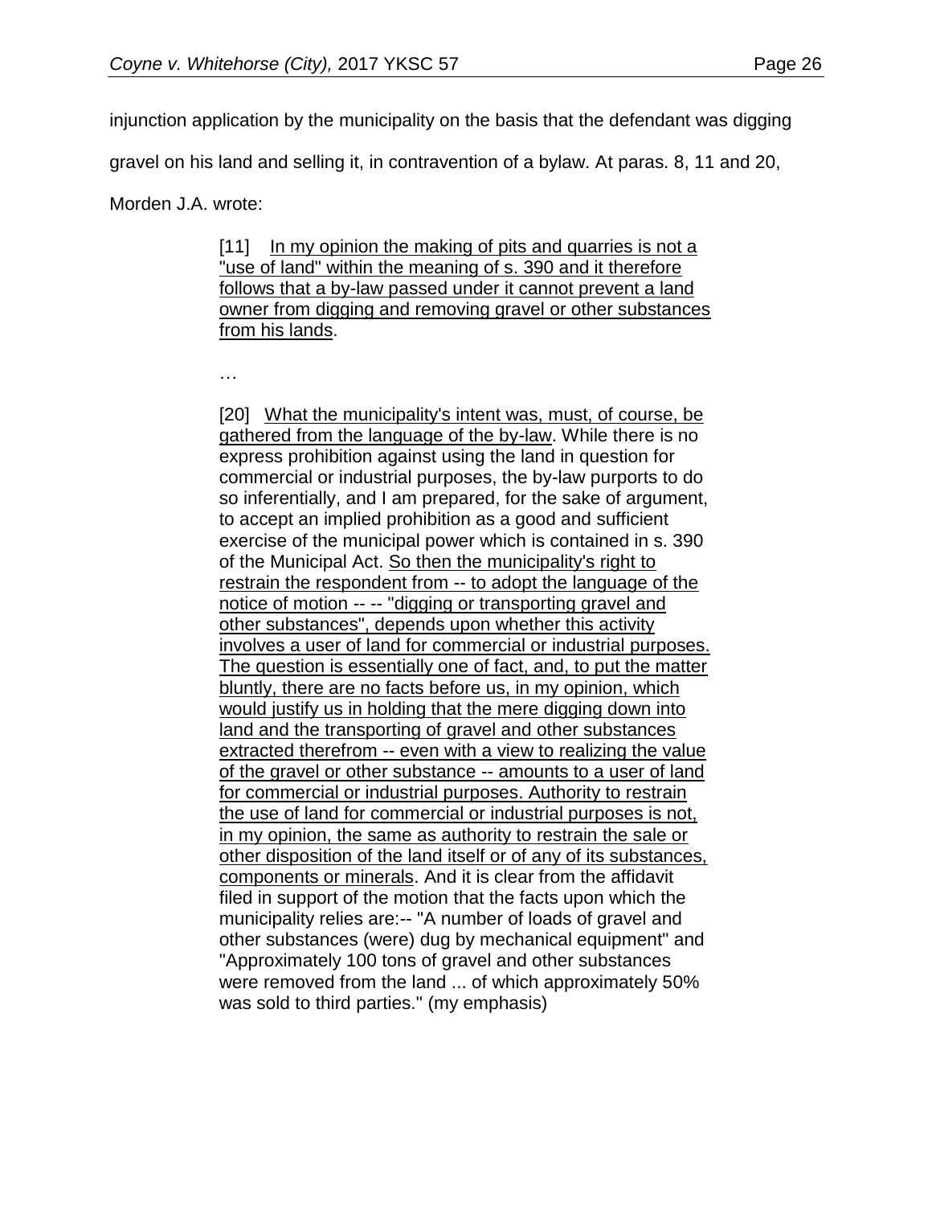injunction application by the municipality on the basis that the defendant was digging gravel on his land and selling it, in contravention of a bylaw. At paras. 8, 11 and 20, Morden J.A. wrote:

> [11] <u>In my opinion the making of pits and quarries is not a "use of land" within the meaning of s. 390 and it therefore follows that a by-law passed under it cannot prevent a land owner from digging and removing gravel or other substances from his lands</u>.
>
> …
>
> [20] <u>What the municipality's intent was, must, of course, be gathered from the language of the by-law</u>. While there is no express prohibition against using the land in question for commercial or industrial purposes, the by-law purports to do so inferentially, and I am prepared, for the sake of argument, to accept an implied prohibition as a good and sufficient exercise of the municipal power which is contained in s. 390 of the Municipal Act. <u>So then the municipality's right to restrain the respondent from -- to adopt the language of the notice of motion -- -- "digging or transporting gravel and other substances", depends upon whether this activity involves a user of land for commercial or industrial purposes. The question is essentially one of fact, and, to put the matter bluntly, there are no facts before us, in my opinion, which would justify us in holding that the mere digging down into land and the transporting of gravel and other substances extracted therefrom -- even with a view to realizing the value of the gravel or other substance -- amounts to a user of land for commercial or industrial purposes. Authority to restrain the use of land for commercial or industrial purposes is not, in my opinion, the same as authority to restrain the sale or other disposition of the land itself or of any of its substances, components or minerals</u>. And it is clear from the affidavit filed in support of the motion that the facts upon which the municipality relies are:-- "A number of loads of gravel and other substances (were) dug by mechanical equipment" and "Approximately 100 tons of gravel and other substances were removed from the land ... of which approximately 50% was sold to third parties." (my emphasis)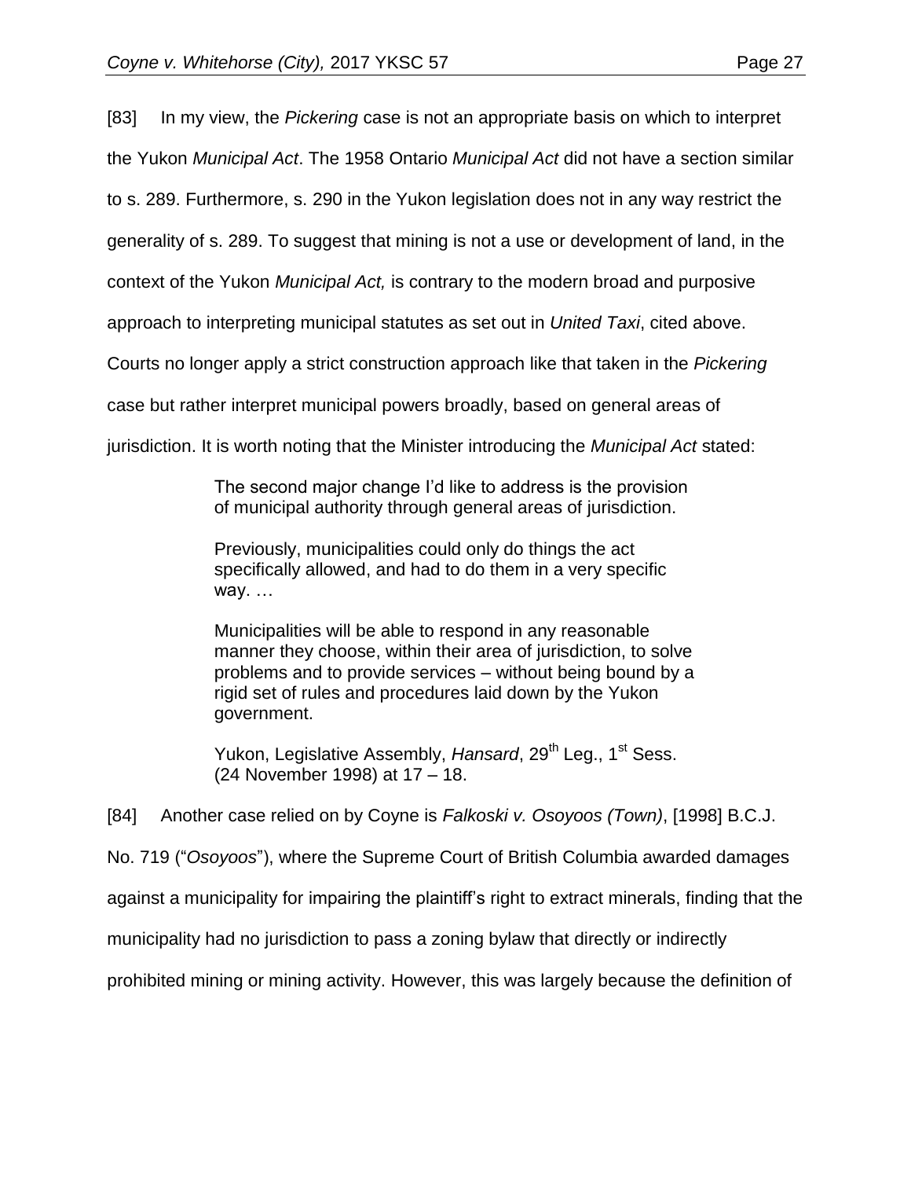[83] In my view, the *Pickering* case is not an appropriate basis on which to interpret the Yukon *Municipal Act*. The 1958 Ontario *Municipal Act* did not have a section similar to s. 289. Furthermore, s. 290 in the Yukon legislation does not in any way restrict the generality of s. 289. To suggest that mining is not a use or development of land, in the context of the Yukon *Municipal Act,* is contrary to the modern broad and purposive approach to interpreting municipal statutes as set out in *United Taxi*, cited above. Courts no longer apply a strict construction approach like that taken in the *Pickering* case but rather interpret municipal powers broadly, based on general areas of jurisdiction. It is worth noting that the Minister introducing the *Municipal Act* stated:

> The second major change I'd like to address is the provision of municipal authority through general areas of jurisdiction.
>
> Previously, municipalities could only do things the act specifically allowed, and had to do them in a very specific way. …
>
> Municipalities will be able to respond in any reasonable manner they choose, within their area of jurisdiction, to solve problems and to provide services – without being bound by a rigid set of rules and procedures laid down by the Yukon government.
>
> Yukon, Legislative Assembly, *Hansard*, 29th Leg., 1st Sess. (24 November 1998) at 17 – 18.

[84] Another case relied on by Coyne is *Falkoski v. Osoyoos (Town)*, [1998] B.C.J. No. 719 ("*Osoyoos*"), where the Supreme Court of British Columbia awarded damages against a municipality for impairing the plaintiff's right to extract minerals, finding that the municipality had no jurisdiction to pass a zoning bylaw that directly or indirectly prohibited mining or mining activity. However, this was largely because the definition of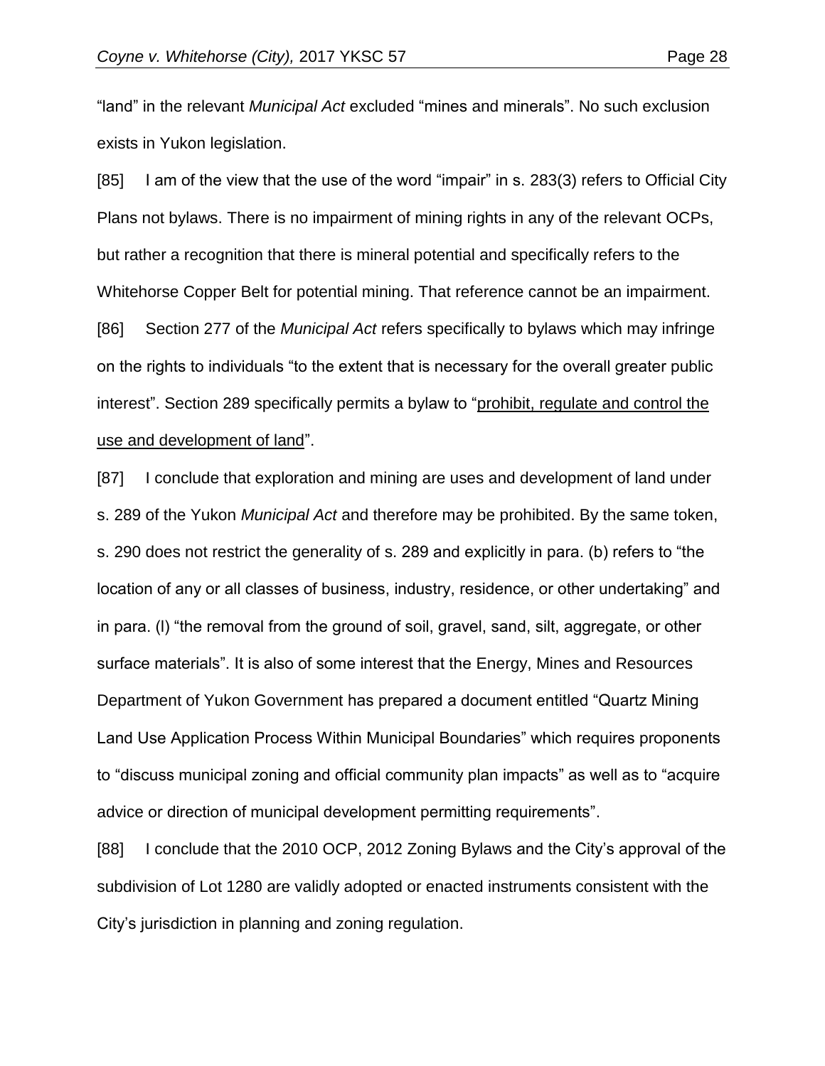"land" in the relevant *Municipal Act* excluded "mines and minerals". No such exclusion exists in Yukon legislation.

[85] I am of the view that the use of the word "impair" in s. 283(3) refers to Official City Plans not bylaws. There is no impairment of mining rights in any of the relevant OCPs, but rather a recognition that there is mineral potential and specifically refers to the Whitehorse Copper Belt for potential mining. That reference cannot be an impairment.

[86] Section 277 of the *Municipal Act* refers specifically to bylaws which may infringe on the rights to individuals "to the extent that is necessary for the overall greater public interest". Section 289 specifically permits a bylaw to "<u>prohibit, regulate and control the use and development of land</u>".

[87] I conclude that exploration and mining are uses and development of land under s. 289 of the Yukon *Municipal Act* and therefore may be prohibited. By the same token, s. 290 does not restrict the generality of s. 289 and explicitly in para. (b) refers to "the location of any or all classes of business, industry, residence, or other undertaking" and in para. (l) "the removal from the ground of soil, gravel, sand, silt, aggregate, or other surface materials". It is also of some interest that the Energy, Mines and Resources Department of Yukon Government has prepared a document entitled "Quartz Mining Land Use Application Process Within Municipal Boundaries" which requires proponents to "discuss municipal zoning and official community plan impacts" as well as to "acquire advice or direction of municipal development permitting requirements".

[88] I conclude that the 2010 OCP, 2012 Zoning Bylaws and the City's approval of the subdivision of Lot 1280 are validly adopted or enacted instruments consistent with the City's jurisdiction in planning and zoning regulation.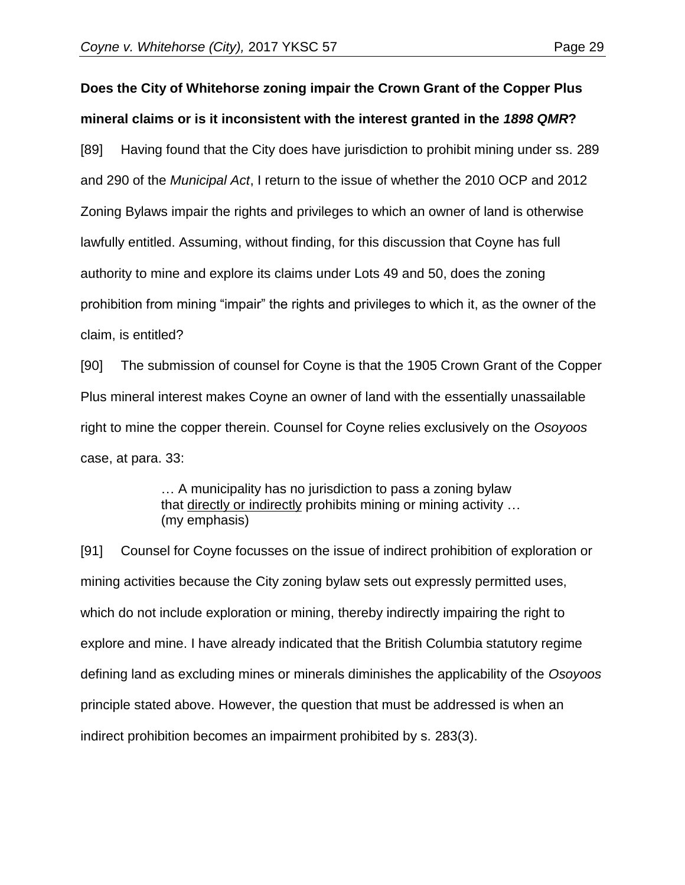**Does the City of Whitehorse zoning impair the Crown Grant of the Copper Plus mineral claims or is it inconsistent with the interest granted in the *1898 QMR*?**

[89] Having found that the City does have jurisdiction to prohibit mining under ss. 289 and 290 of the *Municipal Act*, I return to the issue of whether the 2010 OCP and 2012 Zoning Bylaws impair the rights and privileges to which an owner of land is otherwise lawfully entitled. Assuming, without finding, for this discussion that Coyne has full authority to mine and explore its claims under Lots 49 and 50, does the zoning prohibition from mining "impair" the rights and privileges to which it, as the owner of the claim, is entitled?

[90] The submission of counsel for Coyne is that the 1905 Crown Grant of the Copper Plus mineral interest makes Coyne an owner of land with the essentially unassailable right to mine the copper therein. Counsel for Coyne relies exclusively on the *Osoyoos* case, at para. 33:

> … A municipality has no jurisdiction to pass a zoning bylaw that <u>directly or indirectly</u> prohibits mining or mining activity … (my emphasis)

[91] Counsel for Coyne focusses on the issue of indirect prohibition of exploration or mining activities because the City zoning bylaw sets out expressly permitted uses, which do not include exploration or mining, thereby indirectly impairing the right to explore and mine. I have already indicated that the British Columbia statutory regime defining land as excluding mines or minerals diminishes the applicability of the *Osoyoos* principle stated above. However, the question that must be addressed is when an indirect prohibition becomes an impairment prohibited by s. 283(3).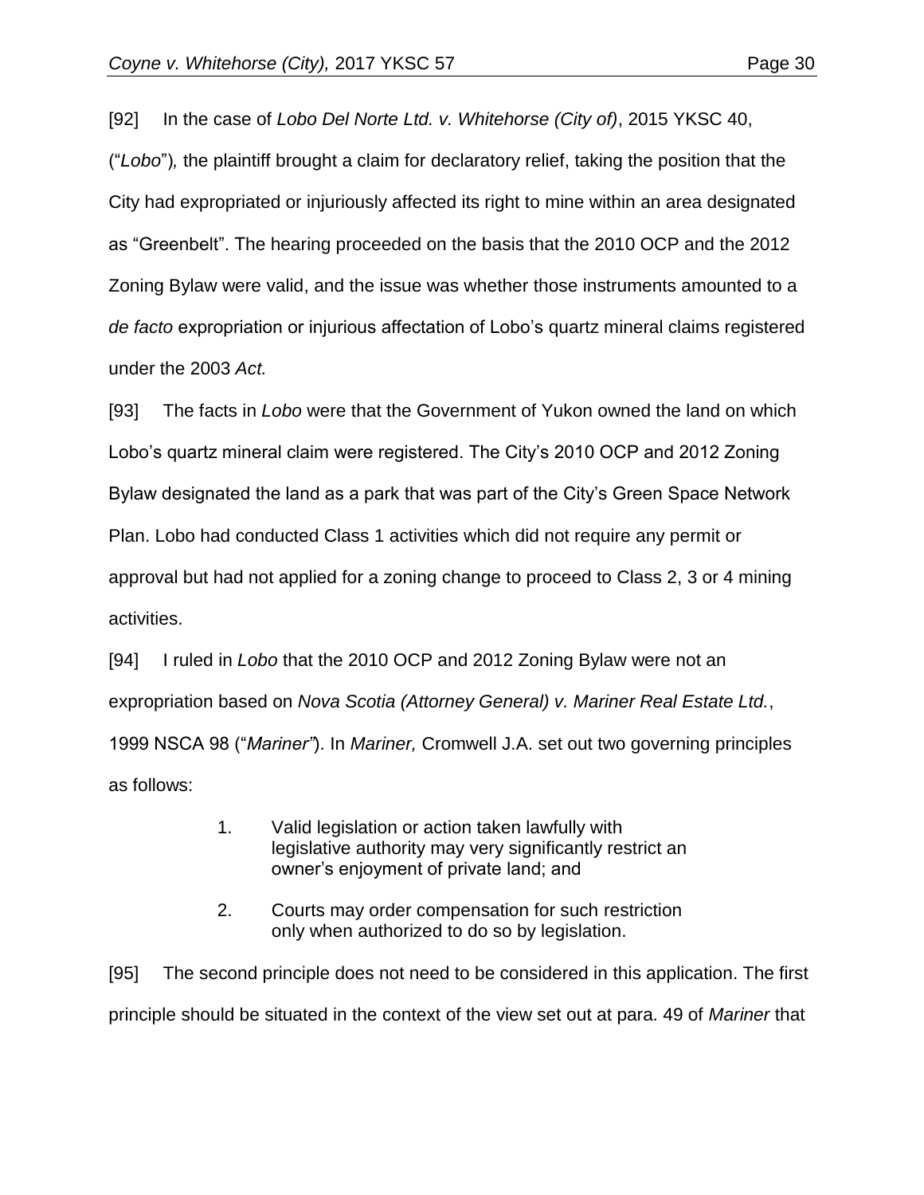[92] In the case of *Lobo Del Norte Ltd. v. Whitehorse (City of)*, 2015 YKSC 40, ("*Lobo*")*,* the plaintiff brought a claim for declaratory relief, taking the position that the City had expropriated or injuriously affected its right to mine within an area designated as "Greenbelt". The hearing proceeded on the basis that the 2010 OCP and the 2012 Zoning Bylaw were valid, and the issue was whether those instruments amounted to a *de facto* expropriation or injurious affectation of Lobo's quartz mineral claims registered under the 2003 *Act.*

[93] The facts in *Lobo* were that the Government of Yukon owned the land on which Lobo's quartz mineral claim were registered. The City's 2010 OCP and 2012 Zoning Bylaw designated the land as a park that was part of the City's Green Space Network Plan. Lobo had conducted Class 1 activities which did not require any permit or approval but had not applied for a zoning change to proceed to Class 2, 3 or 4 mining activities.

[94] I ruled in *Lobo* that the 2010 OCP and 2012 Zoning Bylaw were not an expropriation based on *Nova Scotia (Attorney General) v. Mariner Real Estate Ltd.*, 1999 NSCA 98 ("*Mariner*"). In *Mariner,* Cromwell J.A. set out two governing principles as follows:

> 1. Valid legislation or action taken lawfully with legislative authority may very significantly restrict an owner's enjoyment of private land; and
>
> 2. Courts may order compensation for such restriction only when authorized to do so by legislation.

[95] The second principle does not need to be considered in this application. The first principle should be situated in the context of the view set out at para. 49 of *Mariner* that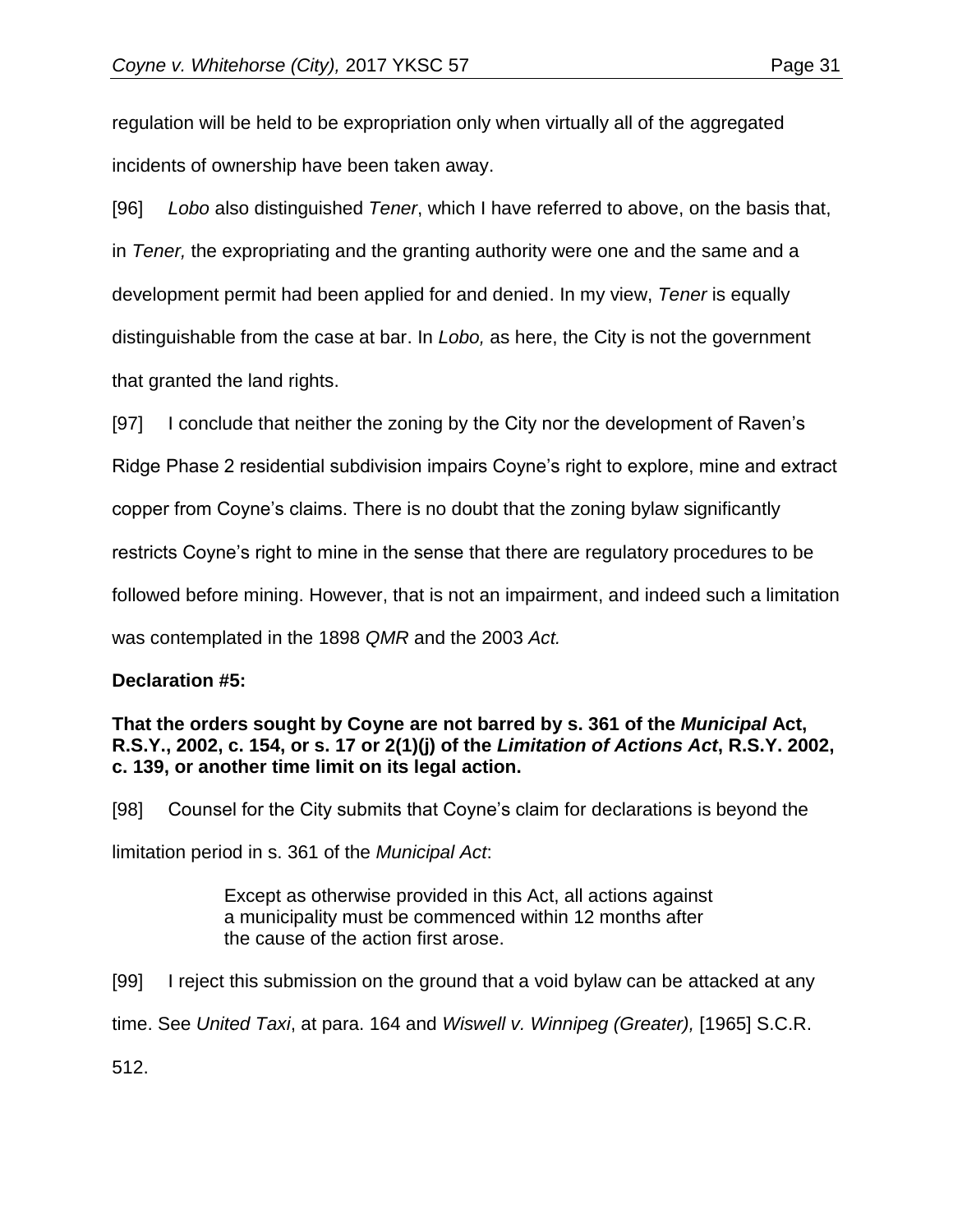regulation will be held to be expropriation only when virtually all of the aggregated incidents of ownership have been taken away.

[96] *Lobo* also distinguished *Tener*, which I have referred to above, on the basis that, in *Tener,* the expropriating and the granting authority were one and the same and a development permit had been applied for and denied. In my view, *Tener* is equally distinguishable from the case at bar. In *Lobo,* as here, the City is not the government that granted the land rights.

[97] I conclude that neither the zoning by the City nor the development of Raven's Ridge Phase 2 residential subdivision impairs Coyne's right to explore, mine and extract copper from Coyne's claims. There is no doubt that the zoning bylaw significantly restricts Coyne's right to mine in the sense that there are regulatory procedures to be followed before mining. However, that is not an impairment, and indeed such a limitation was contemplated in the 1898 *QMR* and the 2003 *Act.*

**Declaration #5:**

**That the orders sought by Coyne are not barred by s. 361 of the *Municipal* Act, R.S.Y., 2002, c. 154, or s. 17 or 2(1)(j) of the *Limitation of Actions Act*, R.S.Y. 2002, c. 139, or another time limit on its legal action.**

[98] Counsel for the City submits that Coyne's claim for declarations is beyond the limitation period in s. 361 of the *Municipal Act*:

> Except as otherwise provided in this Act, all actions against a municipality must be commenced within 12 months after the cause of the action first arose.

[99] I reject this submission on the ground that a void bylaw can be attacked at any time. See *United Taxi*, at para. 164 and *Wiswell v. Winnipeg (Greater),* [1965] S.C.R. 512.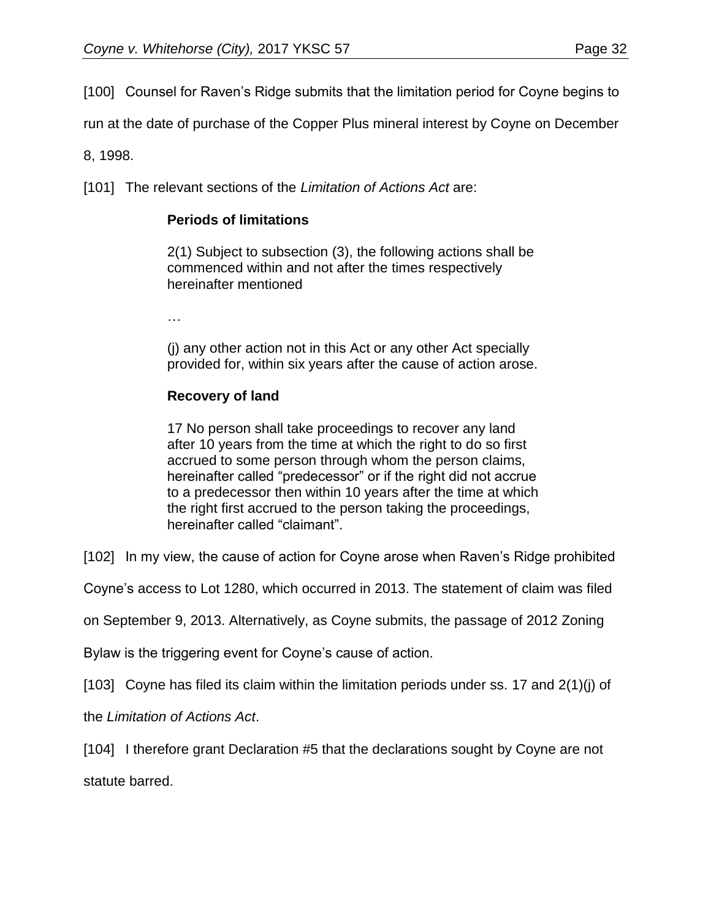[100] Counsel for Raven's Ridge submits that the limitation period for Coyne begins to run at the date of purchase of the Copper Plus mineral interest by Coyne on December 8, 1998.

[101] The relevant sections of the *Limitation of Actions Act* are:

> **Periods of limitations**
>
> 2(1) Subject to subsection (3), the following actions shall be commenced within and not after the times respectively hereinafter mentioned
>
> …
>
> (j) any other action not in this Act or any other Act specially provided for, within six years after the cause of action arose.
>
> **Recovery of land**
>
> 17 No person shall take proceedings to recover any land after 10 years from the time at which the right to do so first accrued to some person through whom the person claims, hereinafter called "predecessor" or if the right did not accrue to a predecessor then within 10 years after the time at which the right first accrued to the person taking the proceedings, hereinafter called "claimant".

[102] In my view, the cause of action for Coyne arose when Raven's Ridge prohibited Coyne's access to Lot 1280, which occurred in 2013. The statement of claim was filed on September 9, 2013. Alternatively, as Coyne submits, the passage of 2012 Zoning Bylaw is the triggering event for Coyne's cause of action.

[103] Coyne has filed its claim within the limitation periods under ss. 17 and 2(1)(j) of the *Limitation of Actions Act*.

[104] I therefore grant Declaration #5 that the declarations sought by Coyne are not statute barred.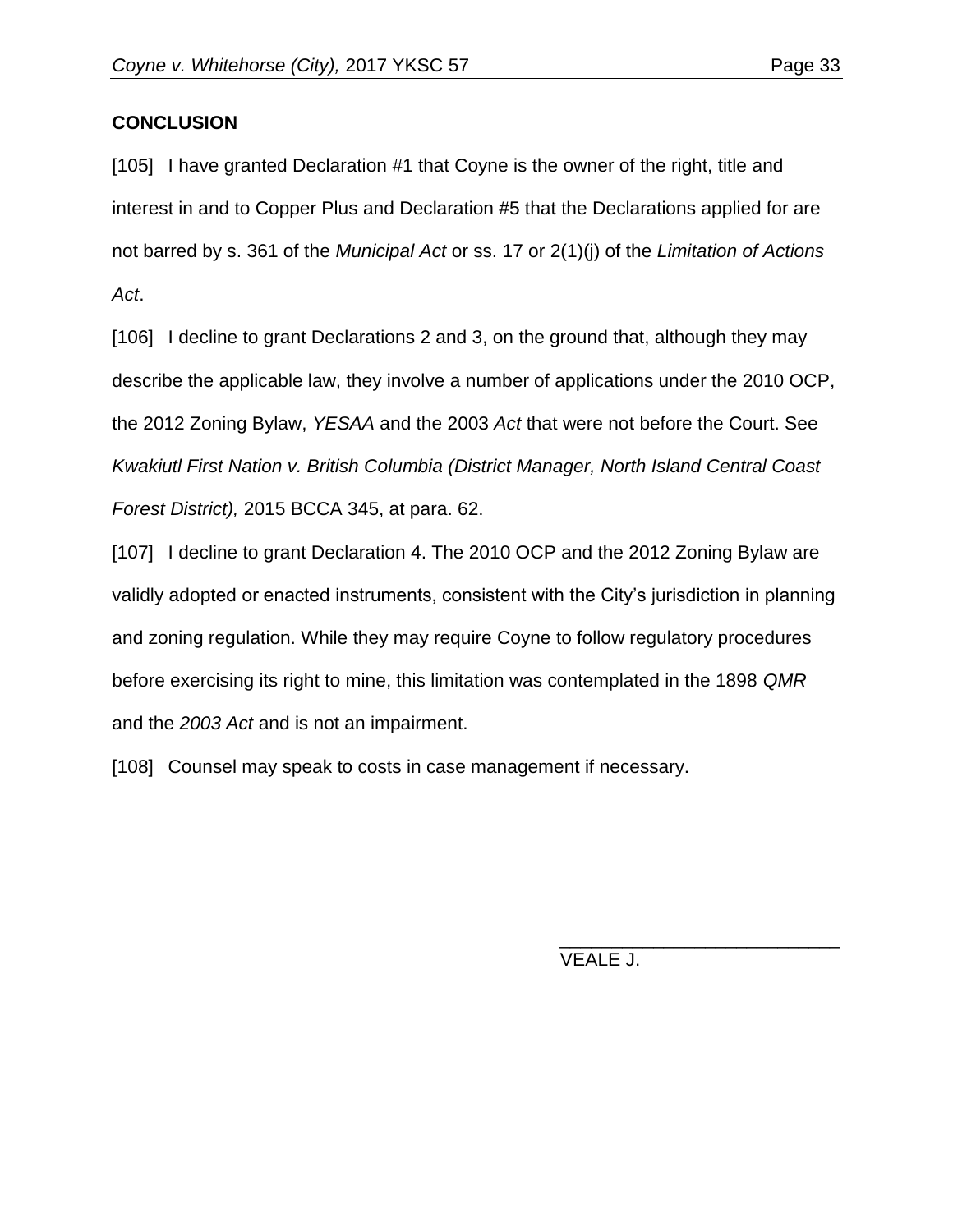**CONCLUSION**

[105] I have granted Declaration #1 that Coyne is the owner of the right, title and interest in and to Copper Plus and Declaration #5 that the Declarations applied for are not barred by s. 361 of the *Municipal Act* or ss. 17 or 2(1)(j) of the *Limitation of Actions Act*.

[106] I decline to grant Declarations 2 and 3, on the ground that, although they may describe the applicable law, they involve a number of applications under the 2010 OCP, the 2012 Zoning Bylaw, *YESAA* and the 2003 *Act* that were not before the Court. See *Kwakiutl First Nation v. British Columbia (District Manager, North Island Central Coast Forest District),* 2015 BCCA 345, at para. 62.

[107] I decline to grant Declaration 4. The 2010 OCP and the 2012 Zoning Bylaw are validly adopted or enacted instruments, consistent with the City's jurisdiction in planning and zoning regulation. While they may require Coyne to follow regulatory procedures before exercising its right to mine, this limitation was contemplated in the 1898 *QMR* and the *2003 Act* and is not an impairment.

[108] Counsel may speak to costs in case management if necessary.

\_\_\_\_\_\_\_\_\_\_\_\_\_\_\_\_\_\_\_\_\_\_\_\_\_\_\_\_

VEALE J.